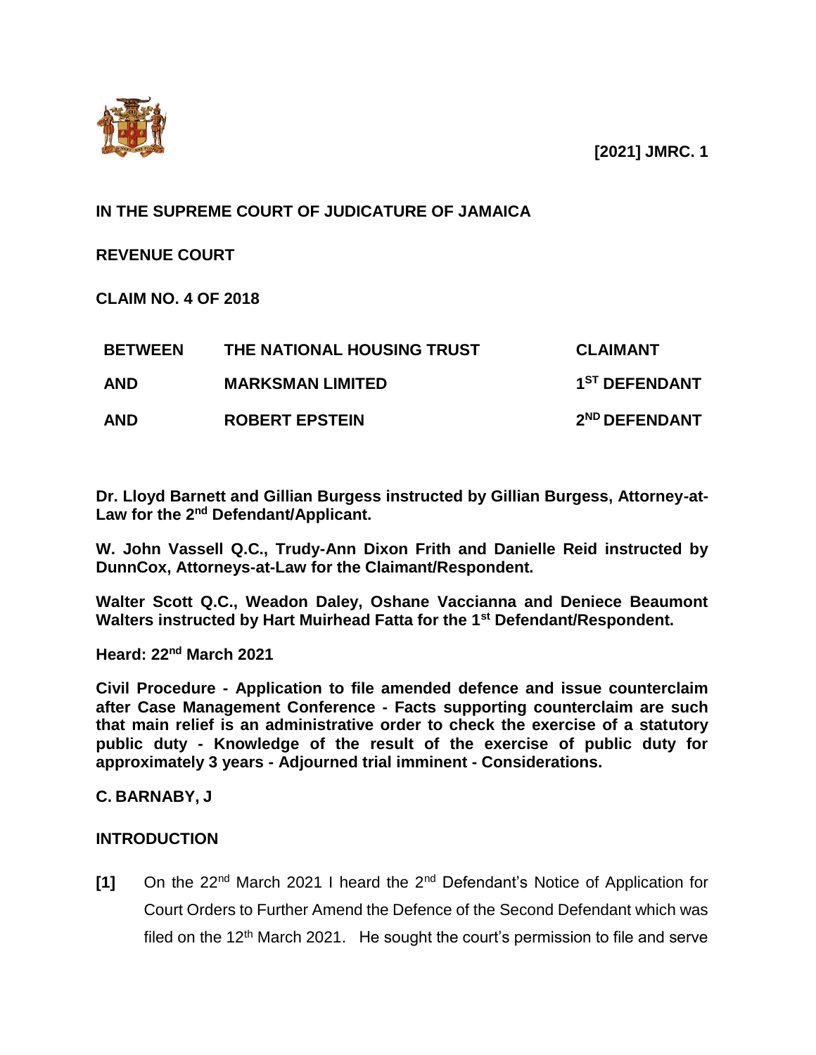**[2021] JMRC. 1**

**IN THE SUPREME COURT OF JUDICATURE OF JAMAICA**

**REVENUE COURT**

**CLAIM NO. 4 OF 2018**

| | | |
|---|---|---|
| **BETWEEN** | **THE NATIONAL HOUSING TRUST** | **CLAIMANT** |
| **AND** | **MARKSMAN LIMITED** | **1ST DEFENDANT** |
| **AND** | **ROBERT EPSTEIN** | **2ND DEFENDANT** |

**Dr. Lloyd Barnett and Gillian Burgess instructed by Gillian Burgess, Attorney-at-Law for the 2nd Defendant/Applicant.**

**W. John Vassell Q.C., Trudy-Ann Dixon Frith and Danielle Reid instructed by DunnCox, Attorneys-at-Law for the Claimant/Respondent.**

**Walter Scott Q.C., Weadon Daley, Oshane Vaccianna and Deniece Beaumont Walters instructed by Hart Muirhead Fatta for the 1st Defendant/Respondent.**

**Heard: 22nd March 2021**

**Civil Procedure - Application to file amended defence and issue counterclaim after Case Management Conference - Facts supporting counterclaim are such that main relief is an administrative order to check the exercise of a statutory public duty - Knowledge of the result of the exercise of public duty for approximately 3 years - Adjourned trial imminent - Considerations.**

**C. BARNABY, J**

## INTRODUCTION

**[1]** On the 22nd March 2021 I heard the 2nd Defendant's Notice of Application for Court Orders to Further Amend the Defence of the Second Defendant which was filed on the 12th March 2021. He sought the court's permission to file and serve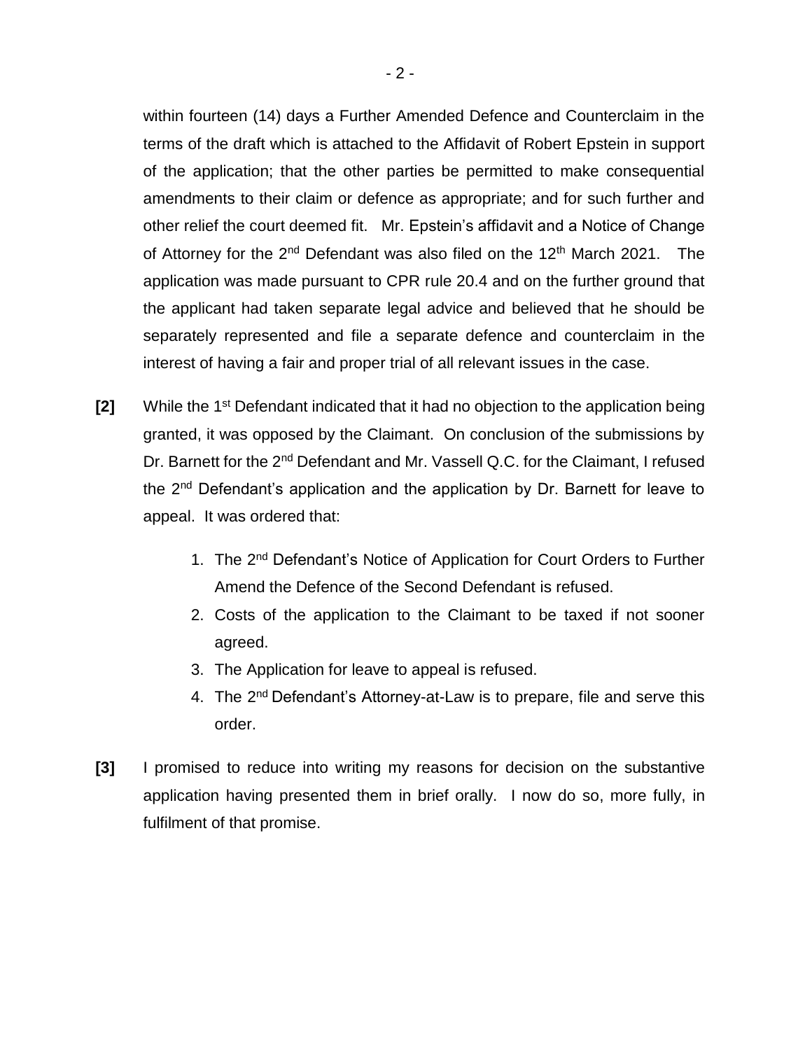within fourteen (14) days a Further Amended Defence and Counterclaim in the terms of the draft which is attached to the Affidavit of Robert Epstein in support of the application; that the other parties be permitted to make consequential amendments to their claim or defence as appropriate; and for such further and other relief the court deemed fit. Mr. Epstein's affidavit and a Notice of Change of Attorney for the 2nd Defendant was also filed on the 12th March 2021. The application was made pursuant to CPR rule 20.4 and on the further ground that the applicant had taken separate legal advice and believed that he should be separately represented and file a separate defence and counterclaim in the interest of having a fair and proper trial of all relevant issues in the case.

**[2]** While the 1st Defendant indicated that it had no objection to the application being granted, it was opposed by the Claimant. On conclusion of the submissions by Dr. Barnett for the 2nd Defendant and Mr. Vassell Q.C. for the Claimant, I refused the 2nd Defendant's application and the application by Dr. Barnett for leave to appeal. It was ordered that:

1. The 2nd Defendant's Notice of Application for Court Orders to Further Amend the Defence of the Second Defendant is refused.
2. Costs of the application to the Claimant to be taxed if not sooner agreed.
3. The Application for leave to appeal is refused.
4. The 2nd Defendant's Attorney-at-Law is to prepare, file and serve this order.

**[3]** I promised to reduce into writing my reasons for decision on the substantive application having presented them in brief orally. I now do so, more fully, in fulfilment of that promise.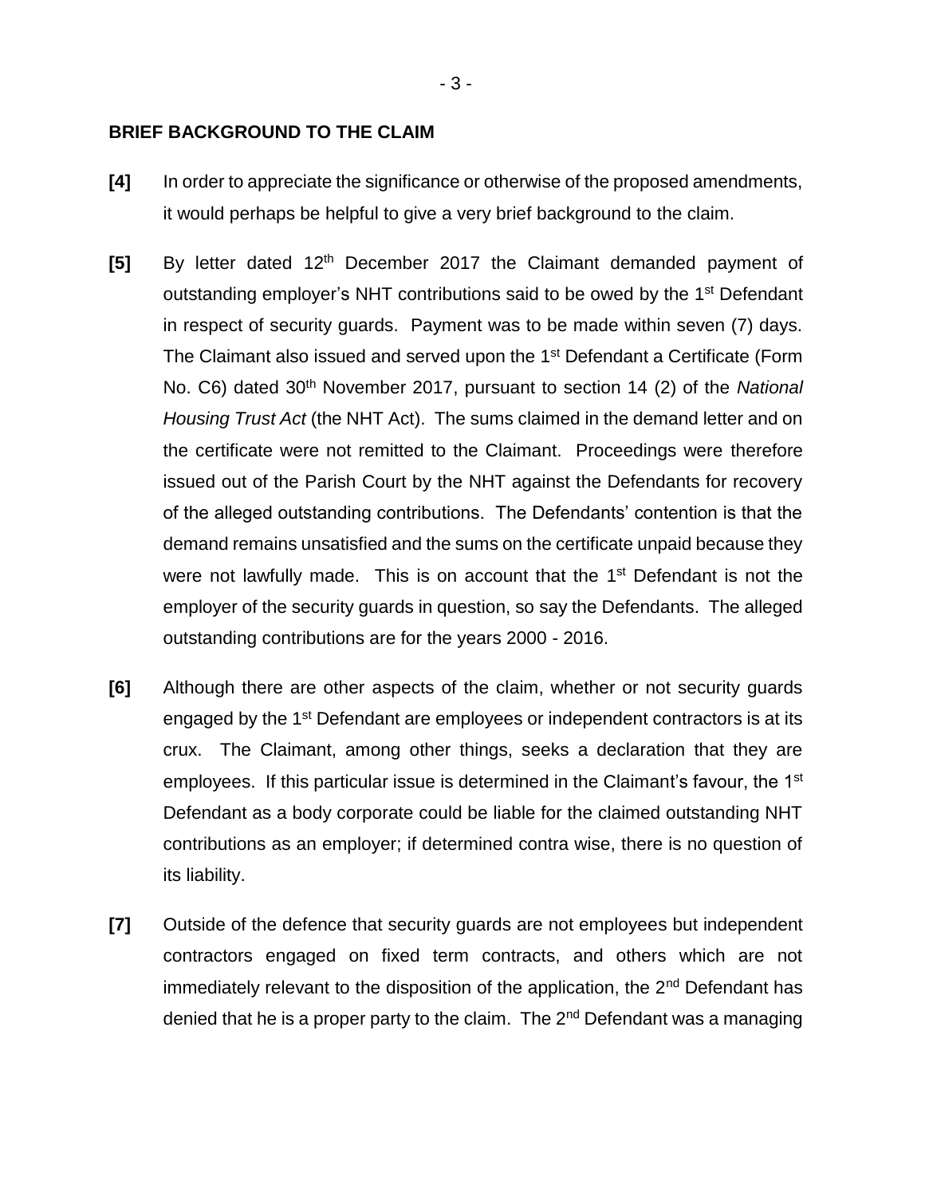**BRIEF BACKGROUND TO THE CLAIM**

**[4]** In order to appreciate the significance or otherwise of the proposed amendments, it would perhaps be helpful to give a very brief background to the claim.

**[5]** By letter dated 12th December 2017 the Claimant demanded payment of outstanding employer's NHT contributions said to be owed by the 1st Defendant in respect of security guards. Payment was to be made within seven (7) days. The Claimant also issued and served upon the 1st Defendant a Certificate (Form No. C6) dated 30th November 2017, pursuant to section 14 (2) of the *National Housing Trust Act* (the NHT Act). The sums claimed in the demand letter and on the certificate were not remitted to the Claimant. Proceedings were therefore issued out of the Parish Court by the NHT against the Defendants for recovery of the alleged outstanding contributions. The Defendants' contention is that the demand remains unsatisfied and the sums on the certificate unpaid because they were not lawfully made. This is on account that the 1st Defendant is not the employer of the security guards in question, so say the Defendants. The alleged outstanding contributions are for the years 2000 - 2016.

**[6]** Although there are other aspects of the claim, whether or not security guards engaged by the 1st Defendant are employees or independent contractors is at its crux. The Claimant, among other things, seeks a declaration that they are employees. If this particular issue is determined in the Claimant's favour, the 1st Defendant as a body corporate could be liable for the claimed outstanding NHT contributions as an employer; if determined contra wise, there is no question of its liability.

**[7]** Outside of the defence that security guards are not employees but independent contractors engaged on fixed term contracts, and others which are not immediately relevant to the disposition of the application, the 2nd Defendant has denied that he is a proper party to the claim. The 2nd Defendant was a managing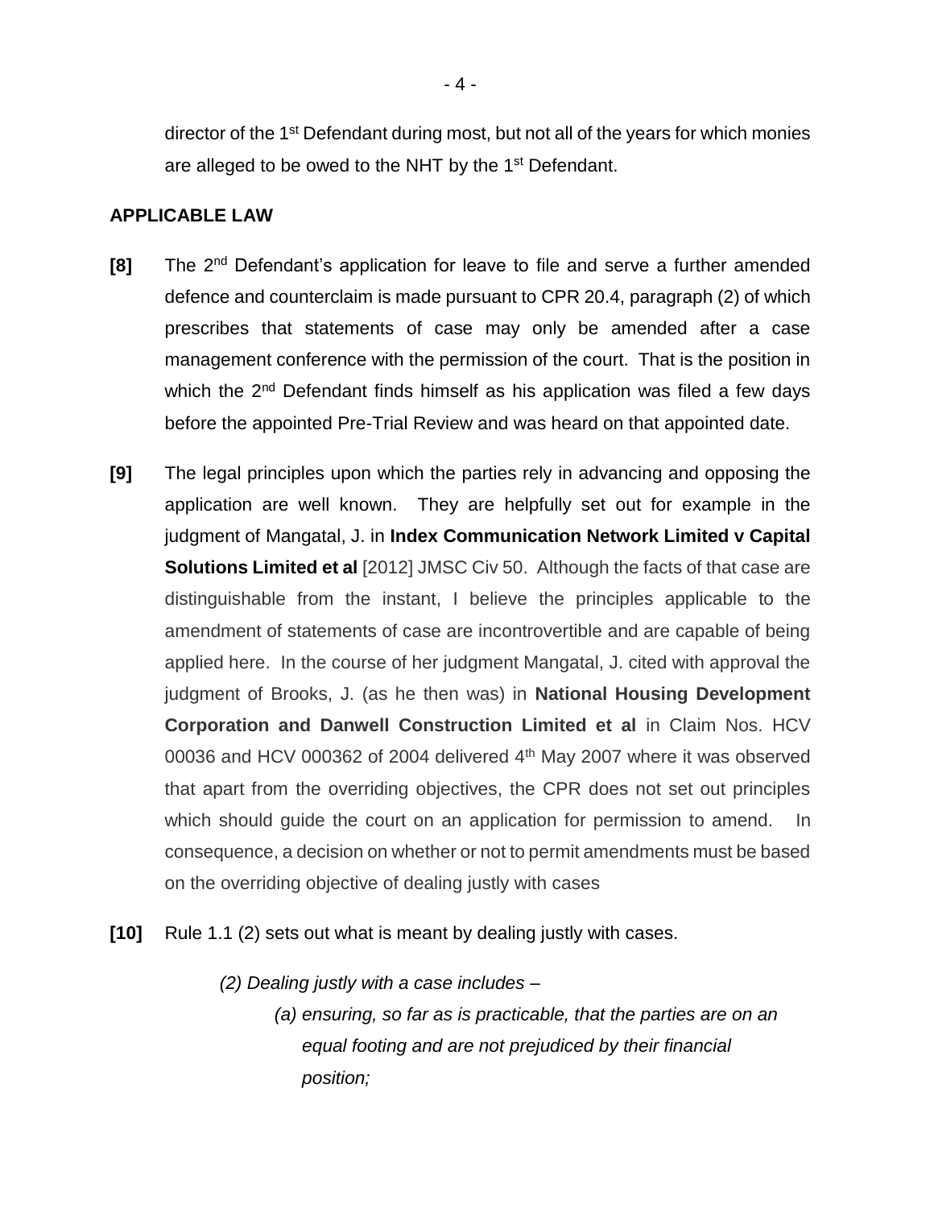director of the 1st Defendant during most, but not all of the years for which monies are alleged to be owed to the NHT by the 1st Defendant.

**APPLICABLE LAW**

**[8]** The 2nd Defendant's application for leave to file and serve a further amended defence and counterclaim is made pursuant to CPR 20.4, paragraph (2) of which prescribes that statements of case may only be amended after a case management conference with the permission of the court. That is the position in which the 2nd Defendant finds himself as his application was filed a few days before the appointed Pre-Trial Review and was heard on that appointed date.

**[9]** The legal principles upon which the parties rely in advancing and opposing the application are well known. They are helpfully set out for example in the judgment of Mangatal, J. in **Index Communication Network Limited v Capital Solutions Limited et al** [2012] JMSC Civ 50. Although the facts of that case are distinguishable from the instant, I believe the principles applicable to the amendment of statements of case are incontrovertible and are capable of being applied here. In the course of her judgment Mangatal, J. cited with approval the judgment of Brooks, J. (as he then was) in **National Housing Development Corporation and Danwell Construction Limited et al** in Claim Nos. HCV 00036 and HCV 000362 of 2004 delivered 4th May 2007 where it was observed that apart from the overriding objectives, the CPR does not set out principles which should guide the court on an application for permission to amend. In consequence, a decision on whether or not to permit amendments must be based on the overriding objective of dealing justly with cases

**[10]** Rule 1.1 (2) sets out what is meant by dealing justly with cases.

> *(2) Dealing justly with a case includes –*
>
> *(a) ensuring, so far as is practicable, that the parties are on an equal footing and are not prejudiced by their financial position;*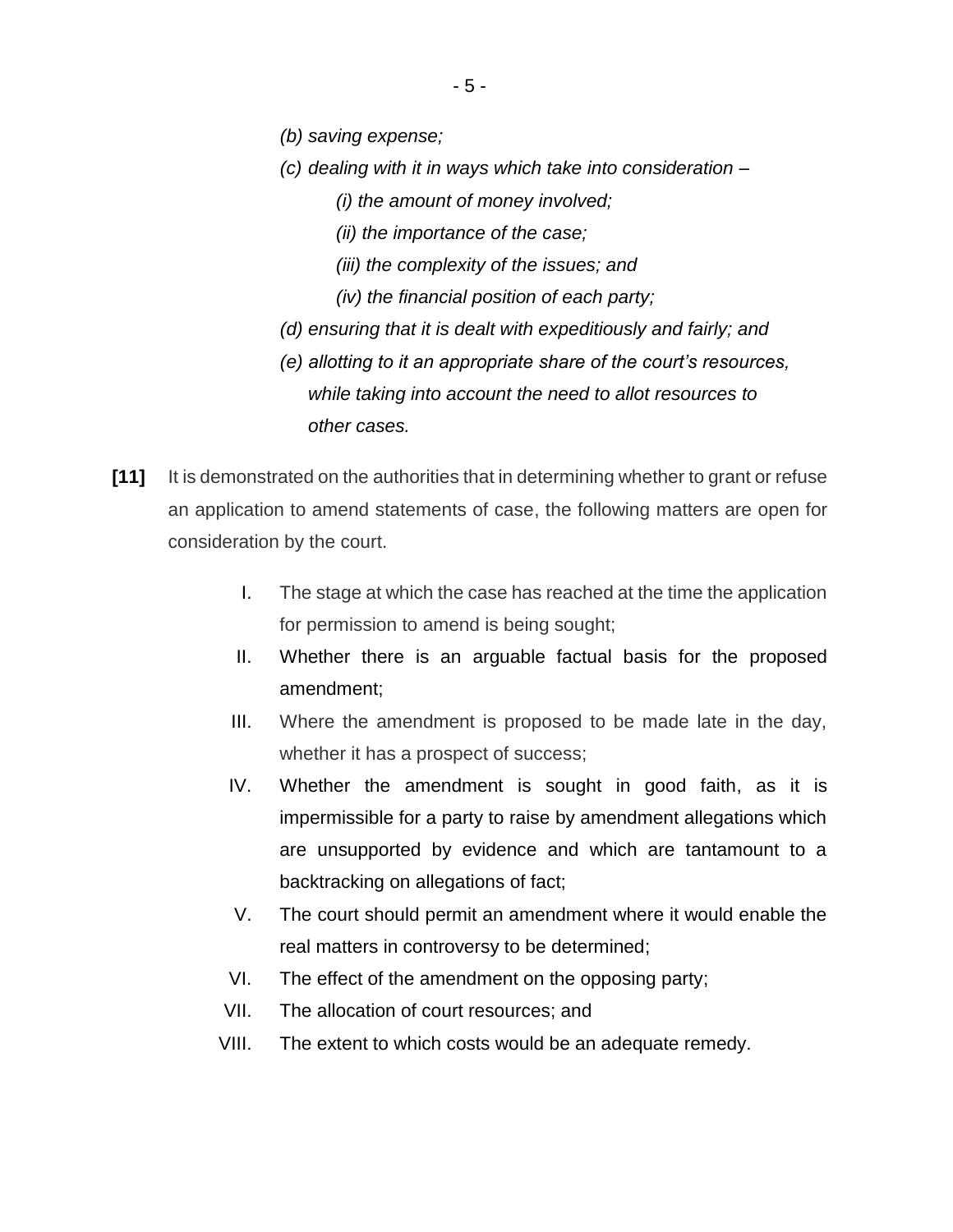*(b) saving expense;*

*(c) dealing with it in ways which take into consideration –*

*(i) the amount of money involved;*

*(ii) the importance of the case;*

*(iii) the complexity of the issues; and*

*(iv) the financial position of each party;*

*(d) ensuring that it is dealt with expeditiously and fairly; and*

*(e) allotting to it an appropriate share of the court's resources, while taking into account the need to allot resources to other cases.*

**[11]** It is demonstrated on the authorities that in determining whether to grant or refuse an application to amend statements of case, the following matters are open for consideration by the court.

I. The stage at which the case has reached at the time the application for permission to amend is being sought;

II. Whether there is an arguable factual basis for the proposed amendment;

III. Where the amendment is proposed to be made late in the day, whether it has a prospect of success;

IV. Whether the amendment is sought in good faith, as it is impermissible for a party to raise by amendment allegations which are unsupported by evidence and which are tantamount to a backtracking on allegations of fact;

V. The court should permit an amendment where it would enable the real matters in controversy to be determined;

VI. The effect of the amendment on the opposing party;

VII. The allocation of court resources; and

VIII. The extent to which costs would be an adequate remedy.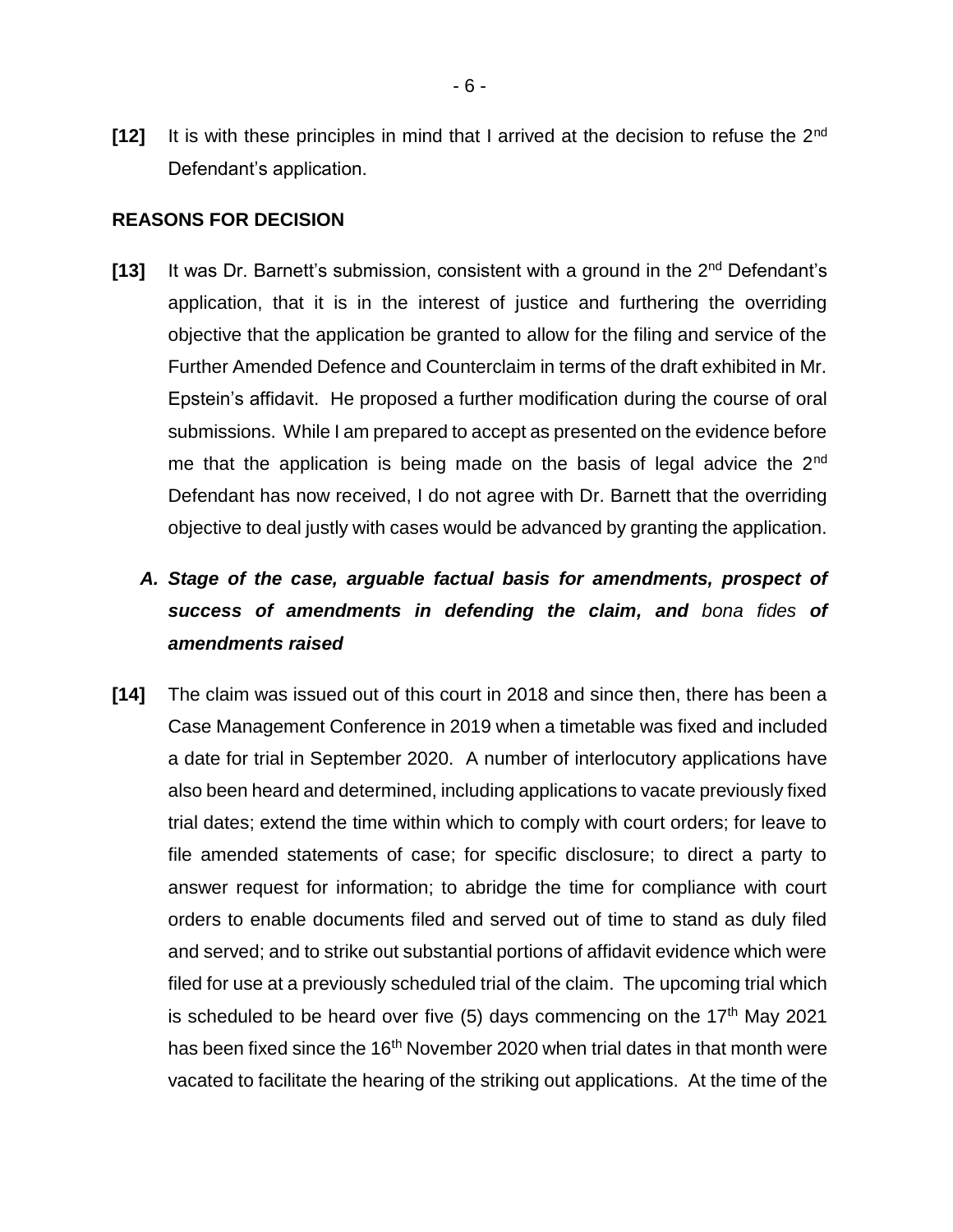**[12]** It is with these principles in mind that I arrived at the decision to refuse the 2nd Defendant's application.

## REASONS FOR DECISION

**[13]** It was Dr. Barnett's submission, consistent with a ground in the 2nd Defendant's application, that it is in the interest of justice and furthering the overriding objective that the application be granted to allow for the filing and service of the Further Amended Defence and Counterclaim in terms of the draft exhibited in Mr. Epstein's affidavit. He proposed a further modification during the course of oral submissions. While I am prepared to accept as presented on the evidence before me that the application is being made on the basis of legal advice the 2nd Defendant has now received, I do not agree with Dr. Barnett that the overriding objective to deal justly with cases would be advanced by granting the application.

### *A. Stage of the case, arguable factual basis for amendments, prospect of success of amendments in defending the claim, and* bona fides *of amendments raised*

**[14]** The claim was issued out of this court in 2018 and since then, there has been a Case Management Conference in 2019 when a timetable was fixed and included a date for trial in September 2020. A number of interlocutory applications have also been heard and determined, including applications to vacate previously fixed trial dates; extend the time within which to comply with court orders; for leave to file amended statements of case; for specific disclosure; to direct a party to answer request for information; to abridge the time for compliance with court orders to enable documents filed and served out of time to stand as duly filed and served; and to strike out substantial portions of affidavit evidence which were filed for use at a previously scheduled trial of the claim. The upcoming trial which is scheduled to be heard over five (5) days commencing on the 17th May 2021 has been fixed since the 16th November 2020 when trial dates in that month were vacated to facilitate the hearing of the striking out applications. At the time of the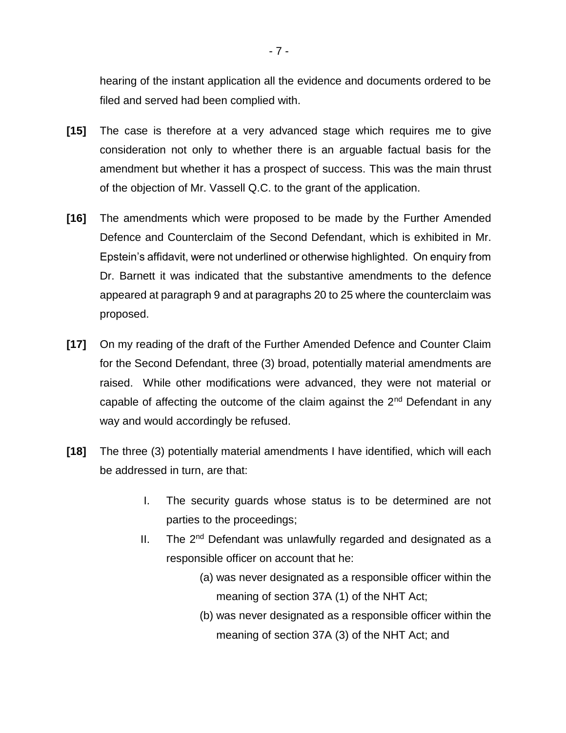hearing of the instant application all the evidence and documents ordered to be filed and served had been complied with.

**[15]** The case is therefore at a very advanced stage which requires me to give consideration not only to whether there is an arguable factual basis for the amendment but whether it has a prospect of success. This was the main thrust of the objection of Mr. Vassell Q.C. to the grant of the application.

**[16]** The amendments which were proposed to be made by the Further Amended Defence and Counterclaim of the Second Defendant, which is exhibited in Mr. Epstein's affidavit, were not underlined or otherwise highlighted. On enquiry from Dr. Barnett it was indicated that the substantive amendments to the defence appeared at paragraph 9 and at paragraphs 20 to 25 where the counterclaim was proposed.

**[17]** On my reading of the draft of the Further Amended Defence and Counter Claim for the Second Defendant, three (3) broad, potentially material amendments are raised. While other modifications were advanced, they were not material or capable of affecting the outcome of the claim against the 2nd Defendant in any way and would accordingly be refused.

**[18]** The three (3) potentially material amendments I have identified, which will each be addressed in turn, are that:

I. The security guards whose status is to be determined are not parties to the proceedings;

II. The 2nd Defendant was unlawfully regarded and designated as a responsible officer on account that he:

(a) was never designated as a responsible officer within the meaning of section 37A (1) of the NHT Act;

(b) was never designated as a responsible officer within the meaning of section 37A (3) of the NHT Act; and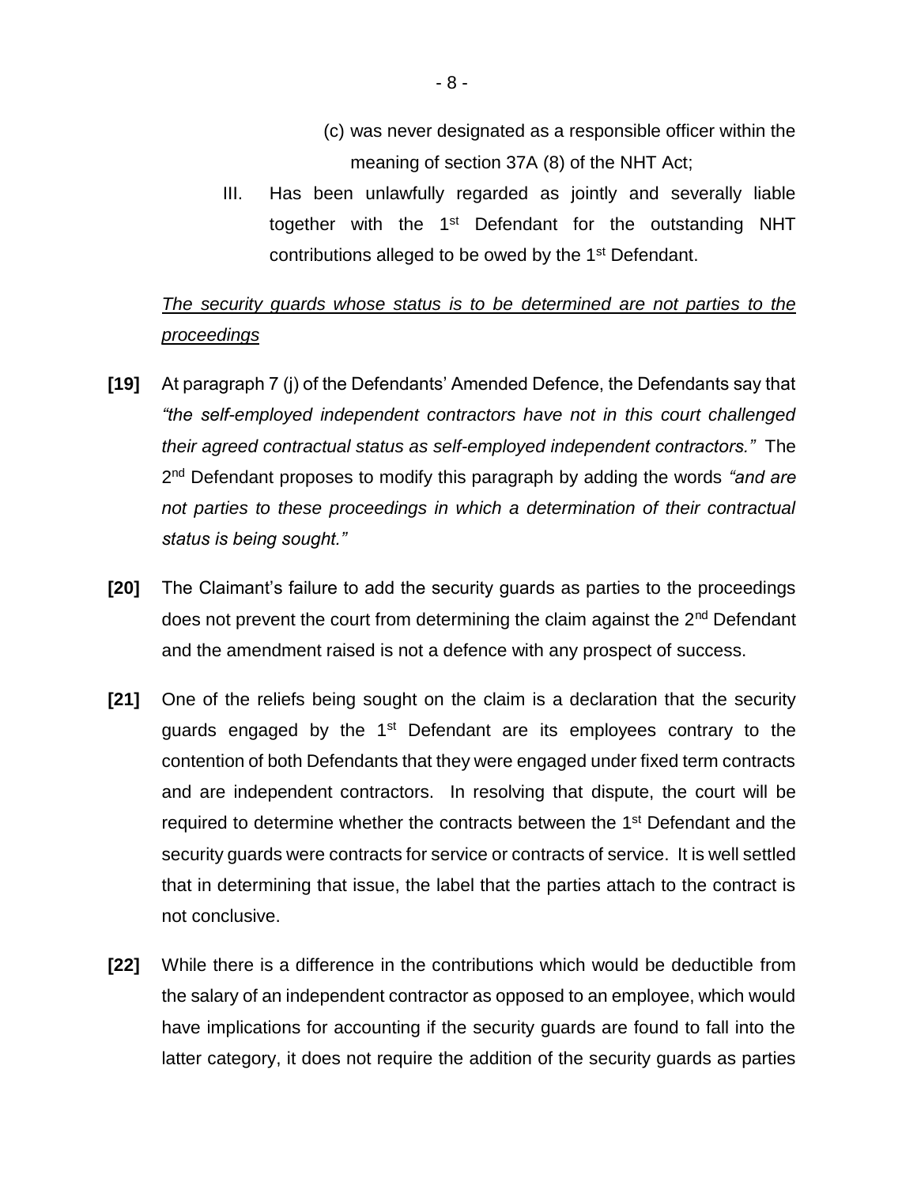(c) was never designated as a responsible officer within the meaning of section 37A (8) of the NHT Act;

III. Has been unlawfully regarded as jointly and severally liable together with the 1st Defendant for the outstanding NHT contributions alleged to be owed by the 1st Defendant.

*The security guards whose status is to be determined are not parties to the proceedings*

**[19]** At paragraph 7 (j) of the Defendants' Amended Defence, the Defendants say that *"the self-employed independent contractors have not in this court challenged their agreed contractual status as self-employed independent contractors."* The 2nd Defendant proposes to modify this paragraph by adding the words *"and are not parties to these proceedings in which a determination of their contractual status is being sought."*

**[20]** The Claimant's failure to add the security guards as parties to the proceedings does not prevent the court from determining the claim against the 2nd Defendant and the amendment raised is not a defence with any prospect of success.

**[21]** One of the reliefs being sought on the claim is a declaration that the security guards engaged by the 1st Defendant are its employees contrary to the contention of both Defendants that they were engaged under fixed term contracts and are independent contractors. In resolving that dispute, the court will be required to determine whether the contracts between the 1st Defendant and the security guards were contracts for service or contracts of service. It is well settled that in determining that issue, the label that the parties attach to the contract is not conclusive.

**[22]** While there is a difference in the contributions which would be deductible from the salary of an independent contractor as opposed to an employee, which would have implications for accounting if the security guards are found to fall into the latter category, it does not require the addition of the security guards as parties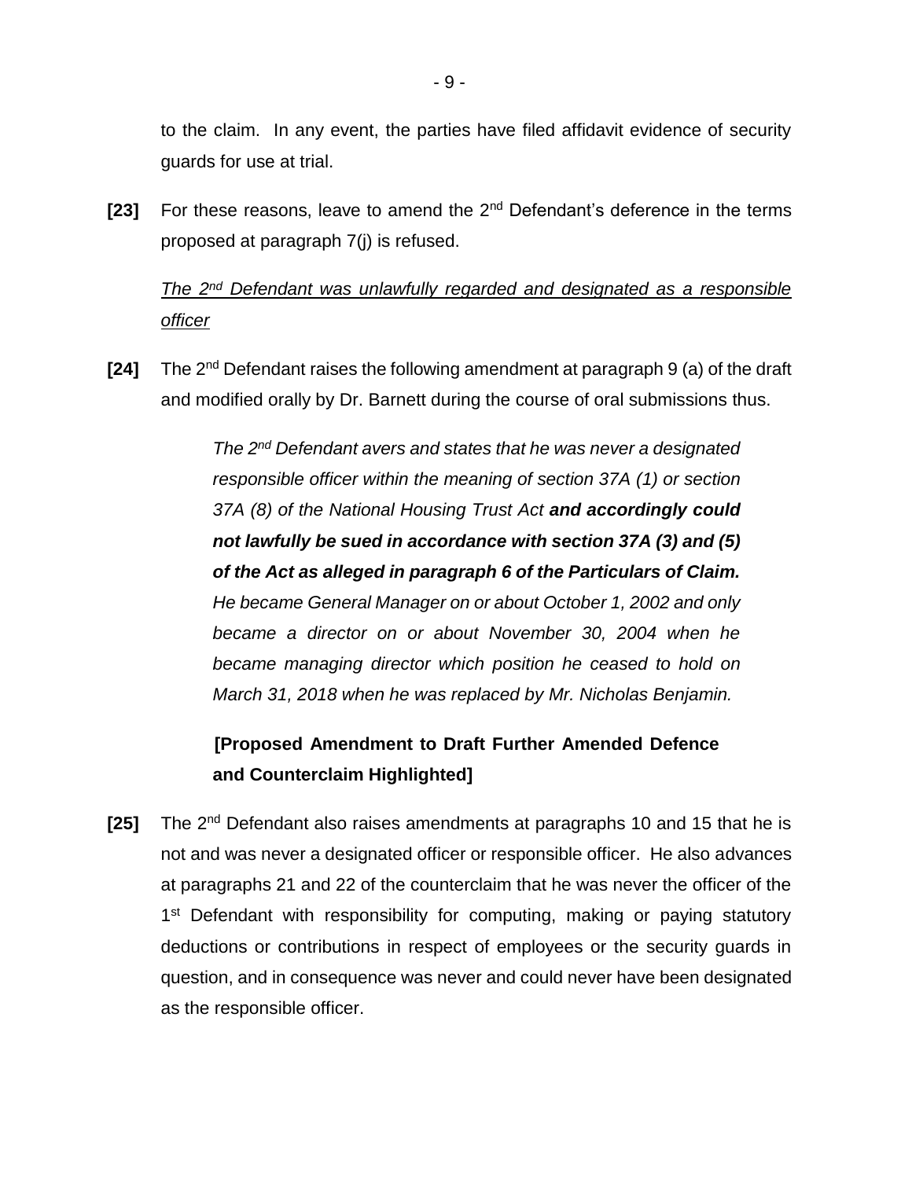to the claim. In any event, the parties have filed affidavit evidence of security guards for use at trial.

**[23]** For these reasons, leave to amend the 2nd Defendant's deference in the terms proposed at paragraph 7(j) is refused.

*<u>The 2nd Defendant was unlawfully regarded and designated as a responsible officer</u>*

**[24]** The 2nd Defendant raises the following amendment at paragraph 9 (a) of the draft and modified orally by Dr. Barnett during the course of oral submissions thus.

> *The 2nd Defendant avers and states that he was never a designated responsible officer within the meaning of section 37A (1) or section 37A (8) of the National Housing Trust Act* ***and accordingly could not lawfully be sued in accordance with section 37A (3) and (5) of the Act as alleged in paragraph 6 of the Particulars of Claim.*** *He became General Manager on or about October 1, 2002 and only became a director on or about November 30, 2004 when he became managing director which position he ceased to hold on March 31, 2018 when he was replaced by Mr. Nicholas Benjamin.*
>
> **[Proposed Amendment to Draft Further Amended Defence and Counterclaim Highlighted]**

**[25]** The 2nd Defendant also raises amendments at paragraphs 10 and 15 that he is not and was never a designated officer or responsible officer. He also advances at paragraphs 21 and 22 of the counterclaim that he was never the officer of the 1st Defendant with responsibility for computing, making or paying statutory deductions or contributions in respect of employees or the security guards in question, and in consequence was never and could never have been designated as the responsible officer.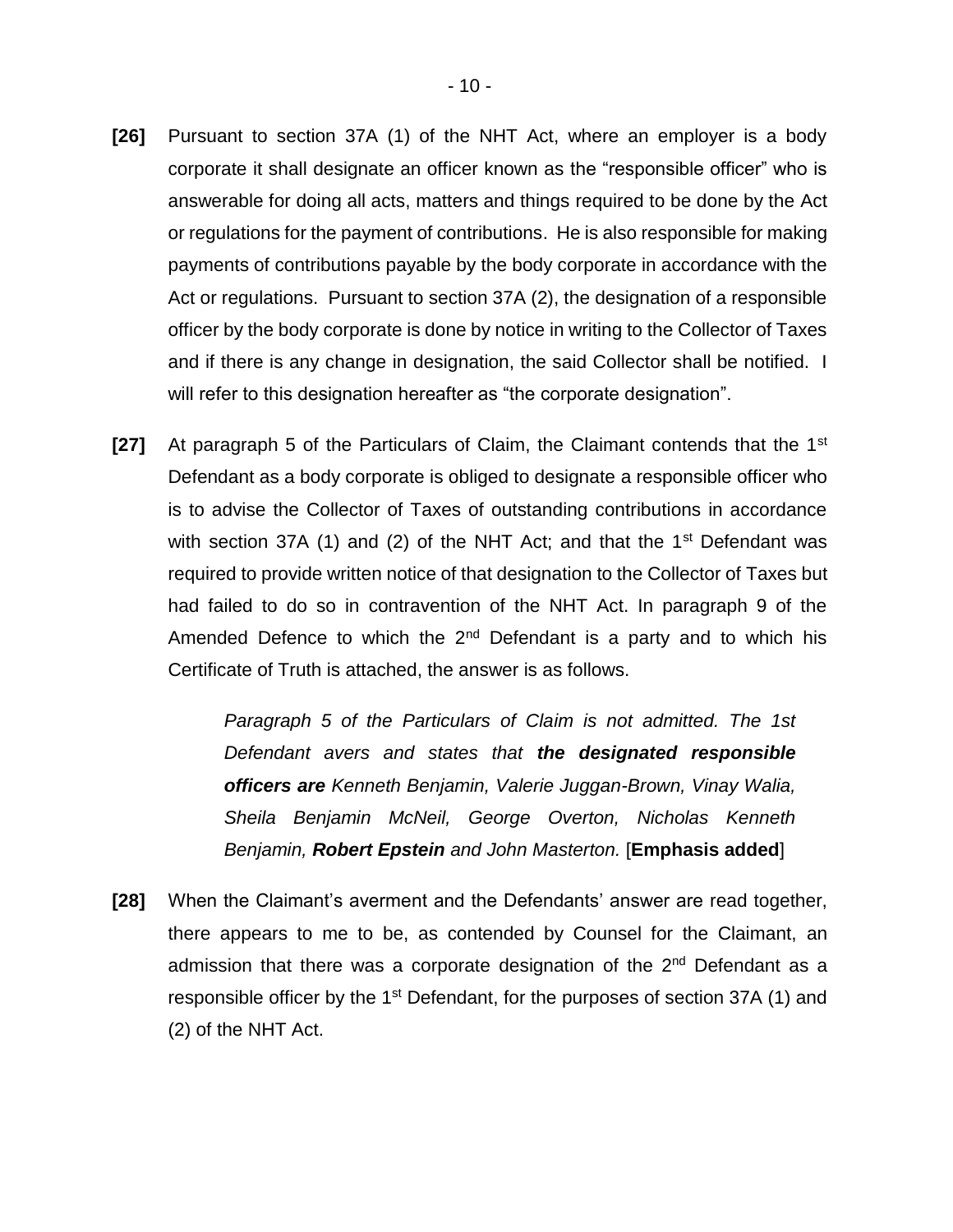**[26]** Pursuant to section 37A (1) of the NHT Act, where an employer is a body corporate it shall designate an officer known as the "responsible officer" who is answerable for doing all acts, matters and things required to be done by the Act or regulations for the payment of contributions. He is also responsible for making payments of contributions payable by the body corporate in accordance with the Act or regulations. Pursuant to section 37A (2), the designation of a responsible officer by the body corporate is done by notice in writing to the Collector of Taxes and if there is any change in designation, the said Collector shall be notified. I will refer to this designation hereafter as "the corporate designation".

**[27]** At paragraph 5 of the Particulars of Claim, the Claimant contends that the 1st Defendant as a body corporate is obliged to designate a responsible officer who is to advise the Collector of Taxes of outstanding contributions in accordance with section 37A (1) and (2) of the NHT Act; and that the 1st Defendant was required to provide written notice of that designation to the Collector of Taxes but had failed to do so in contravention of the NHT Act. In paragraph 9 of the Amended Defence to which the 2nd Defendant is a party and to which his Certificate of Truth is attached, the answer is as follows.

> *Paragraph 5 of the Particulars of Claim is not admitted. The 1st Defendant avers and states that* ***the designated responsible officers are*** *Kenneth Benjamin, Valerie Juggan-Brown, Vinay Walia, Sheila Benjamin McNeil, George Overton, Nicholas Kenneth Benjamin,* ***Robert Epstein*** *and John Masterton.* [**Emphasis added**]

**[28]** When the Claimant's averment and the Defendants' answer are read together, there appears to me to be, as contended by Counsel for the Claimant, an admission that there was a corporate designation of the 2nd Defendant as a responsible officer by the 1st Defendant, for the purposes of section 37A (1) and (2) of the NHT Act.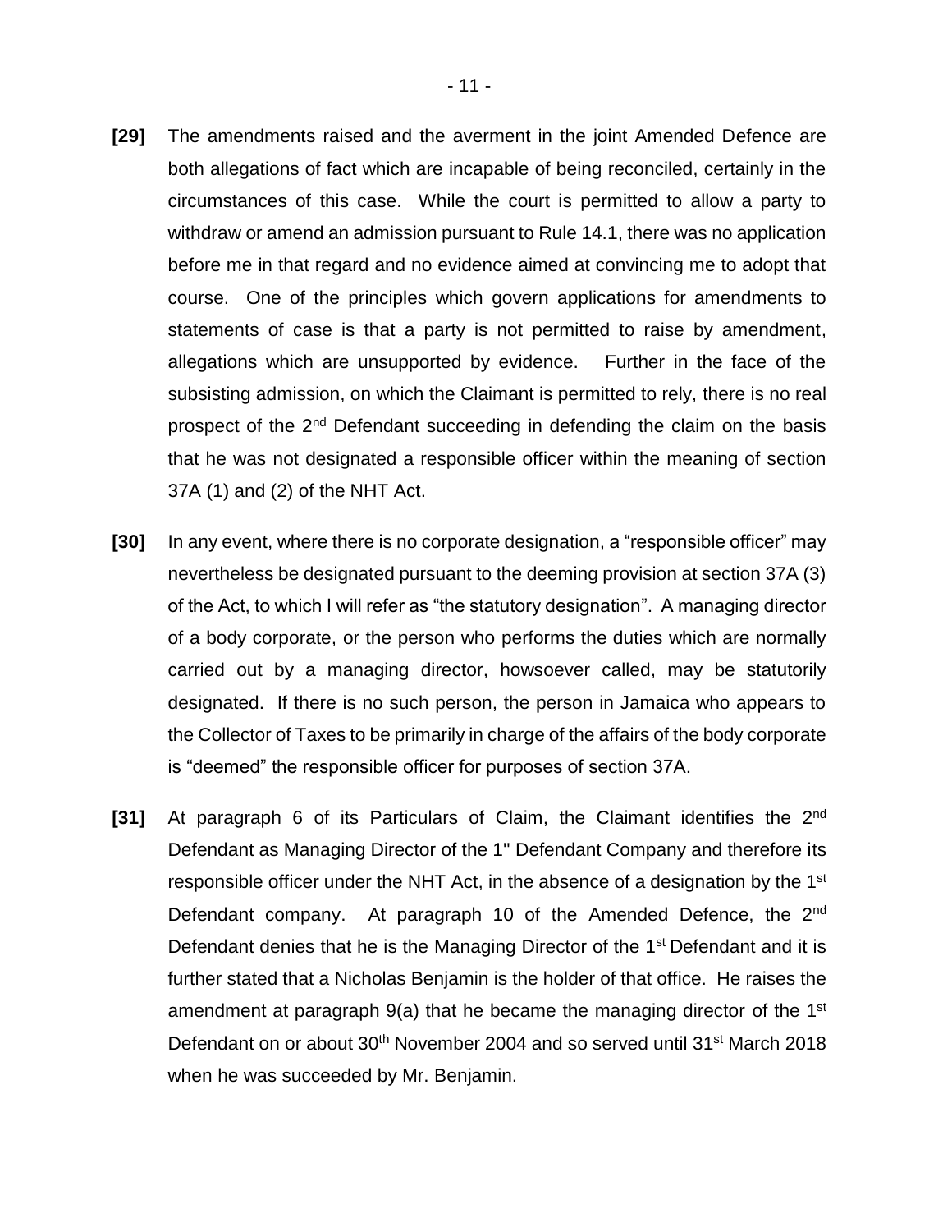**[29]** The amendments raised and the averment in the joint Amended Defence are both allegations of fact which are incapable of being reconciled, certainly in the circumstances of this case. While the court is permitted to allow a party to withdraw or amend an admission pursuant to Rule 14.1, there was no application before me in that regard and no evidence aimed at convincing me to adopt that course. One of the principles which govern applications for amendments to statements of case is that a party is not permitted to raise by amendment, allegations which are unsupported by evidence. Further in the face of the subsisting admission, on which the Claimant is permitted to rely, there is no real prospect of the 2nd Defendant succeeding in defending the claim on the basis that he was not designated a responsible officer within the meaning of section 37A (1) and (2) of the NHT Act.

**[30]** In any event, where there is no corporate designation, a "responsible officer" may nevertheless be designated pursuant to the deeming provision at section 37A (3) of the Act, to which I will refer as "the statutory designation". A managing director of a body corporate, or the person who performs the duties which are normally carried out by a managing director, howsoever called, may be statutorily designated. If there is no such person, the person in Jamaica who appears to the Collector of Taxes to be primarily in charge of the affairs of the body corporate is "deemed" the responsible officer for purposes of section 37A.

**[31]** At paragraph 6 of its Particulars of Claim, the Claimant identifies the 2nd Defendant as Managing Director of the 1" Defendant Company and therefore its responsible officer under the NHT Act, in the absence of a designation by the 1st Defendant company. At paragraph 10 of the Amended Defence, the 2nd Defendant denies that he is the Managing Director of the 1st Defendant and it is further stated that a Nicholas Benjamin is the holder of that office. He raises the amendment at paragraph 9(a) that he became the managing director of the 1st Defendant on or about 30th November 2004 and so served until 31st March 2018 when he was succeeded by Mr. Benjamin.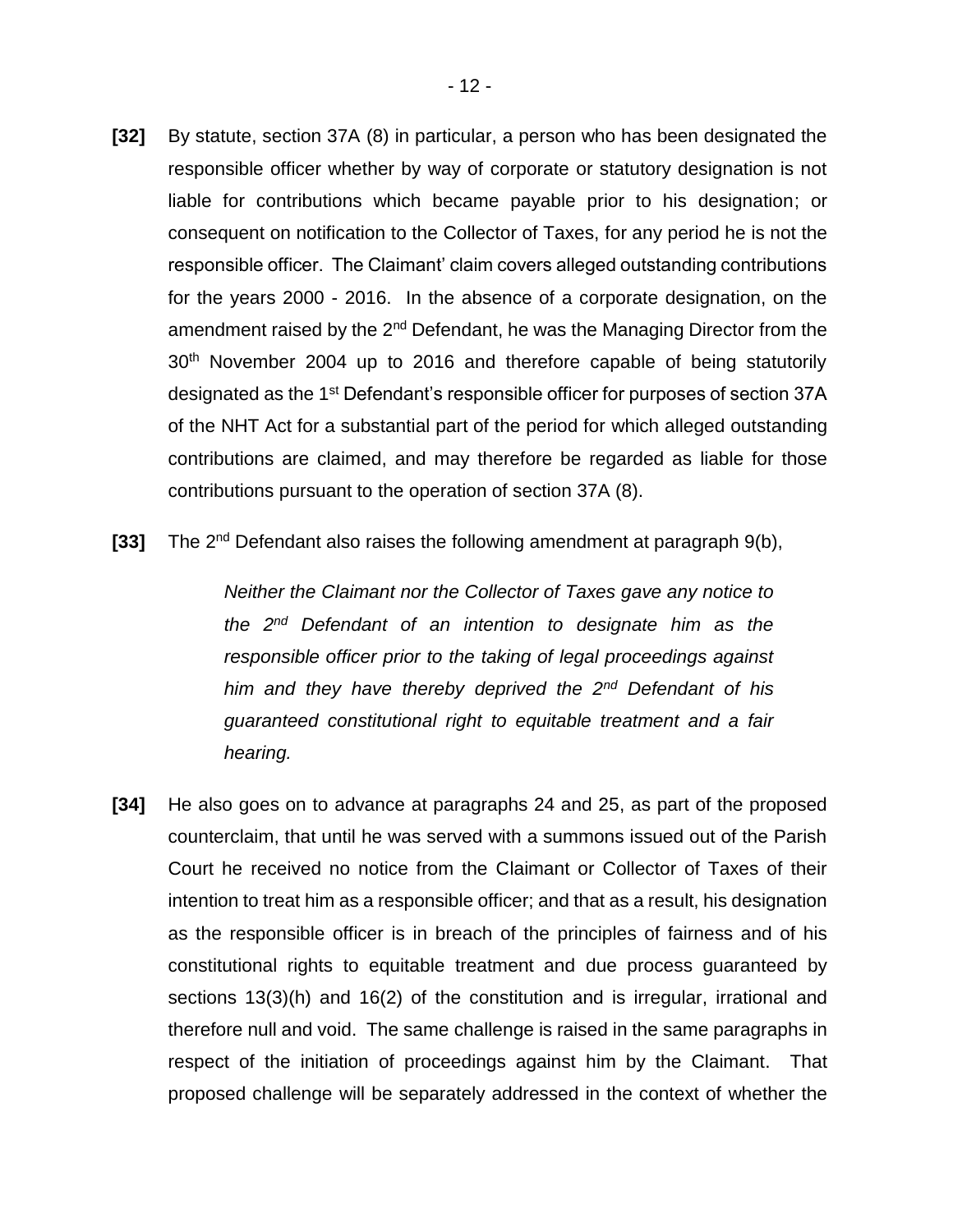**[32]** By statute, section 37A (8) in particular, a person who has been designated the responsible officer whether by way of corporate or statutory designation is not liable for contributions which became payable prior to his designation; or consequent on notification to the Collector of Taxes, for any period he is not the responsible officer. The Claimant' claim covers alleged outstanding contributions for the years 2000 - 2016. In the absence of a corporate designation, on the amendment raised by the 2nd Defendant, he was the Managing Director from the 30th November 2004 up to 2016 and therefore capable of being statutorily designated as the 1st Defendant's responsible officer for purposes of section 37A of the NHT Act for a substantial part of the period for which alleged outstanding contributions are claimed, and may therefore be regarded as liable for those contributions pursuant to the operation of section 37A (8).

**[33]** The 2nd Defendant also raises the following amendment at paragraph 9(b),

> *Neither the Claimant nor the Collector of Taxes gave any notice to the 2nd Defendant of an intention to designate him as the responsible officer prior to the taking of legal proceedings against him and they have thereby deprived the 2nd Defendant of his guaranteed constitutional right to equitable treatment and a fair hearing.*

**[34]** He also goes on to advance at paragraphs 24 and 25, as part of the proposed counterclaim, that until he was served with a summons issued out of the Parish Court he received no notice from the Claimant or Collector of Taxes of their intention to treat him as a responsible officer; and that as a result, his designation as the responsible officer is in breach of the principles of fairness and of his constitutional rights to equitable treatment and due process guaranteed by sections 13(3)(h) and 16(2) of the constitution and is irregular, irrational and therefore null and void. The same challenge is raised in the same paragraphs in respect of the initiation of proceedings against him by the Claimant. That proposed challenge will be separately addressed in the context of whether the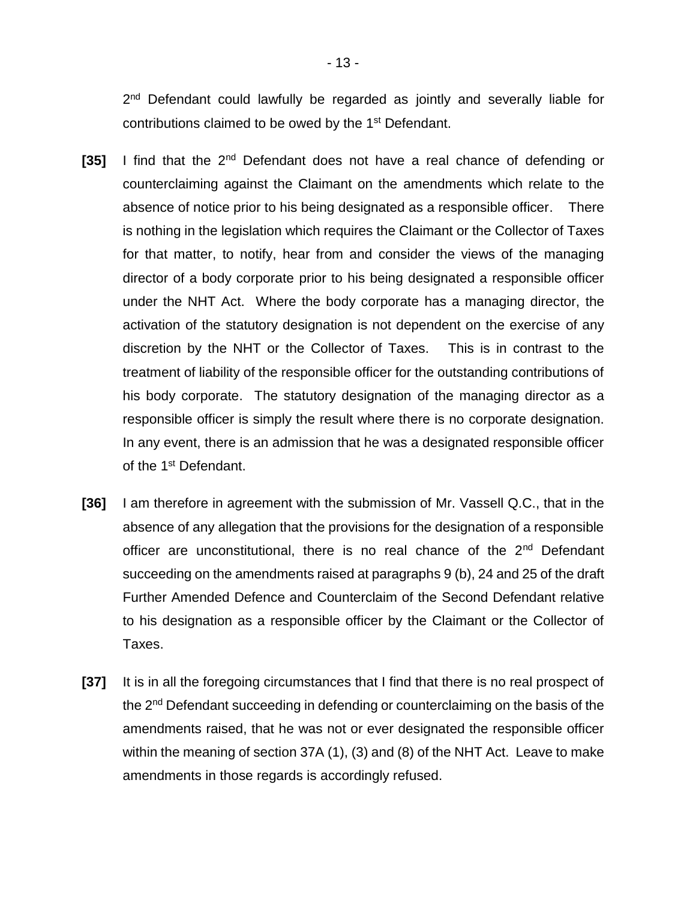2nd Defendant could lawfully be regarded as jointly and severally liable for contributions claimed to be owed by the 1st Defendant.

**[35]** I find that the 2nd Defendant does not have a real chance of defending or counterclaiming against the Claimant on the amendments which relate to the absence of notice prior to his being designated as a responsible officer. There is nothing in the legislation which requires the Claimant or the Collector of Taxes for that matter, to notify, hear from and consider the views of the managing director of a body corporate prior to his being designated a responsible officer under the NHT Act. Where the body corporate has a managing director, the activation of the statutory designation is not dependent on the exercise of any discretion by the NHT or the Collector of Taxes. This is in contrast to the treatment of liability of the responsible officer for the outstanding contributions of his body corporate. The statutory designation of the managing director as a responsible officer is simply the result where there is no corporate designation. In any event, there is an admission that he was a designated responsible officer of the 1st Defendant.

**[36]** I am therefore in agreement with the submission of Mr. Vassell Q.C., that in the absence of any allegation that the provisions for the designation of a responsible officer are unconstitutional, there is no real chance of the 2nd Defendant succeeding on the amendments raised at paragraphs 9 (b), 24 and 25 of the draft Further Amended Defence and Counterclaim of the Second Defendant relative to his designation as a responsible officer by the Claimant or the Collector of Taxes.

**[37]** It is in all the foregoing circumstances that I find that there is no real prospect of the 2nd Defendant succeeding in defending or counterclaiming on the basis of the amendments raised, that he was not or ever designated the responsible officer within the meaning of section 37A (1), (3) and (8) of the NHT Act. Leave to make amendments in those regards is accordingly refused.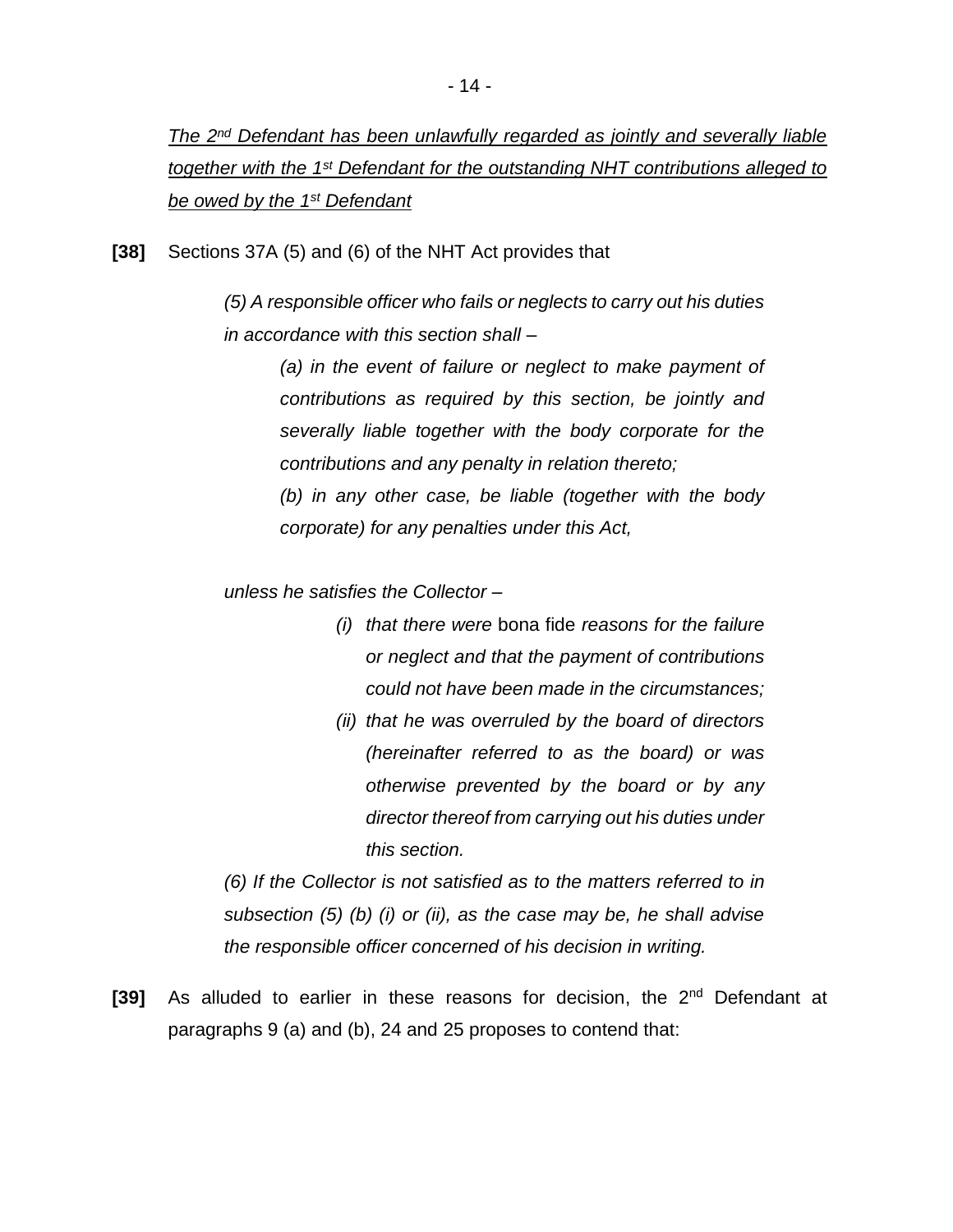*<u>The 2nd Defendant has been unlawfully regarded as jointly and severally liable together with the 1st Defendant for the outstanding NHT contributions alleged to be owed by the 1st Defendant</u>*

**[38]** Sections 37A (5) and (6) of the NHT Act provides that

> *(5) A responsible officer who fails or neglects to carry out his duties in accordance with this section shall –*
>
> > *(a) in the event of failure or neglect to make payment of contributions as required by this section, be jointly and severally liable together with the body corporate for the contributions and any penalty in relation thereto;*
> >
> > *(b) in any other case, be liable (together with the body corporate) for any penalties under this Act,*
>
> *unless he satisfies the Collector –*
>
> > *(i) that there were* bona fide *reasons for the failure or neglect and that the payment of contributions could not have been made in the circumstances;*
> >
> > *(ii) that he was overruled by the board of directors (hereinafter referred to as the board) or was otherwise prevented by the board or by any director thereof from carrying out his duties under this section.*
>
> *(6) If the Collector is not satisfied as to the matters referred to in subsection (5) (b) (i) or (ii), as the case may be, he shall advise the responsible officer concerned of his decision in writing.*

**[39]** As alluded to earlier in these reasons for decision, the 2nd Defendant at paragraphs 9 (a) and (b), 24 and 25 proposes to contend that: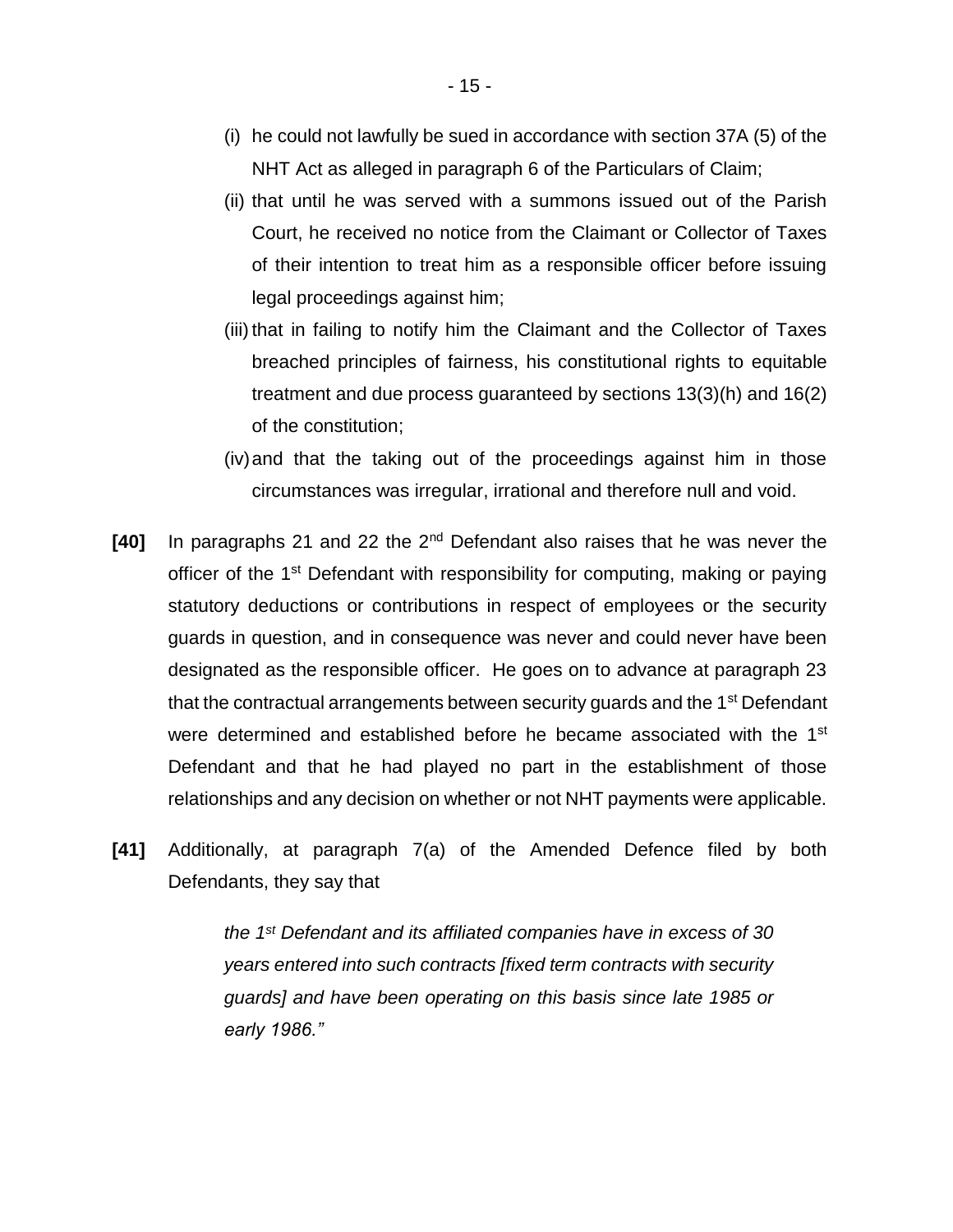(i) he could not lawfully be sued in accordance with section 37A (5) of the NHT Act as alleged in paragraph 6 of the Particulars of Claim;

(ii) that until he was served with a summons issued out of the Parish Court, he received no notice from the Claimant or Collector of Taxes of their intention to treat him as a responsible officer before issuing legal proceedings against him;

(iii) that in failing to notify him the Claimant and the Collector of Taxes breached principles of fairness, his constitutional rights to equitable treatment and due process guaranteed by sections 13(3)(h) and 16(2) of the constitution;

(iv) and that the taking out of the proceedings against him in those circumstances was irregular, irrational and therefore null and void.

**[40]** In paragraphs 21 and 22 the 2nd Defendant also raises that he was never the officer of the 1st Defendant with responsibility for computing, making or paying statutory deductions or contributions in respect of employees or the security guards in question, and in consequence was never and could never have been designated as the responsible officer. He goes on to advance at paragraph 23 that the contractual arrangements between security guards and the 1st Defendant were determined and established before he became associated with the 1st Defendant and that he had played no part in the establishment of those relationships and any decision on whether or not NHT payments were applicable.

**[41]** Additionally, at paragraph 7(a) of the Amended Defence filed by both Defendants, they say that

> *the 1st Defendant and its affiliated companies have in excess of 30 years entered into such contracts [fixed term contracts with security guards] and have been operating on this basis since late 1985 or early 1986."*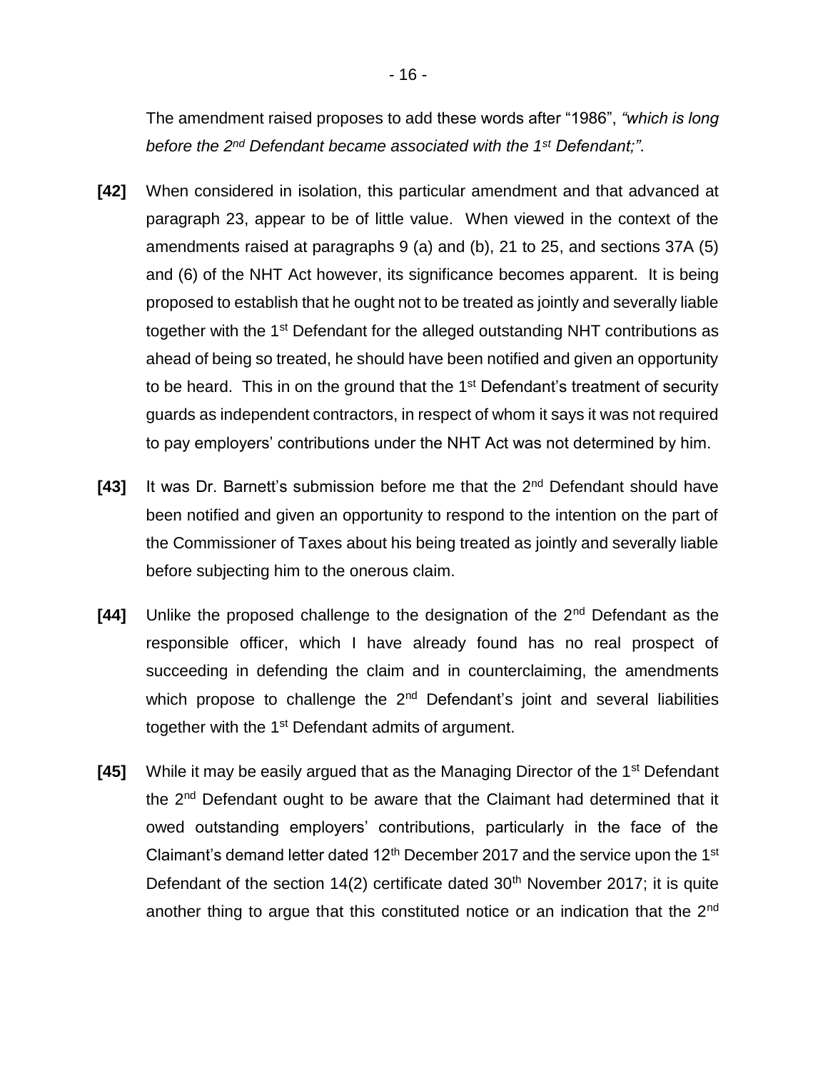The amendment raised proposes to add these words after "1986", *"which is long before the 2nd Defendant became associated with the 1st Defendant;"*.

**[42]** When considered in isolation, this particular amendment and that advanced at paragraph 23, appear to be of little value. When viewed in the context of the amendments raised at paragraphs 9 (a) and (b), 21 to 25, and sections 37A (5) and (6) of the NHT Act however, its significance becomes apparent. It is being proposed to establish that he ought not to be treated as jointly and severally liable together with the 1st Defendant for the alleged outstanding NHT contributions as ahead of being so treated, he should have been notified and given an opportunity to be heard. This in on the ground that the 1st Defendant's treatment of security guards as independent contractors, in respect of whom it says it was not required to pay employers' contributions under the NHT Act was not determined by him.

**[43]** It was Dr. Barnett's submission before me that the 2nd Defendant should have been notified and given an opportunity to respond to the intention on the part of the Commissioner of Taxes about his being treated as jointly and severally liable before subjecting him to the onerous claim.

**[44]** Unlike the proposed challenge to the designation of the 2nd Defendant as the responsible officer, which I have already found has no real prospect of succeeding in defending the claim and in counterclaiming, the amendments which propose to challenge the 2nd Defendant's joint and several liabilities together with the 1st Defendant admits of argument.

**[45]** While it may be easily argued that as the Managing Director of the 1st Defendant the 2nd Defendant ought to be aware that the Claimant had determined that it owed outstanding employers' contributions, particularly in the face of the Claimant's demand letter dated 12th December 2017 and the service upon the 1st Defendant of the section 14(2) certificate dated 30th November 2017; it is quite another thing to argue that this constituted notice or an indication that the 2nd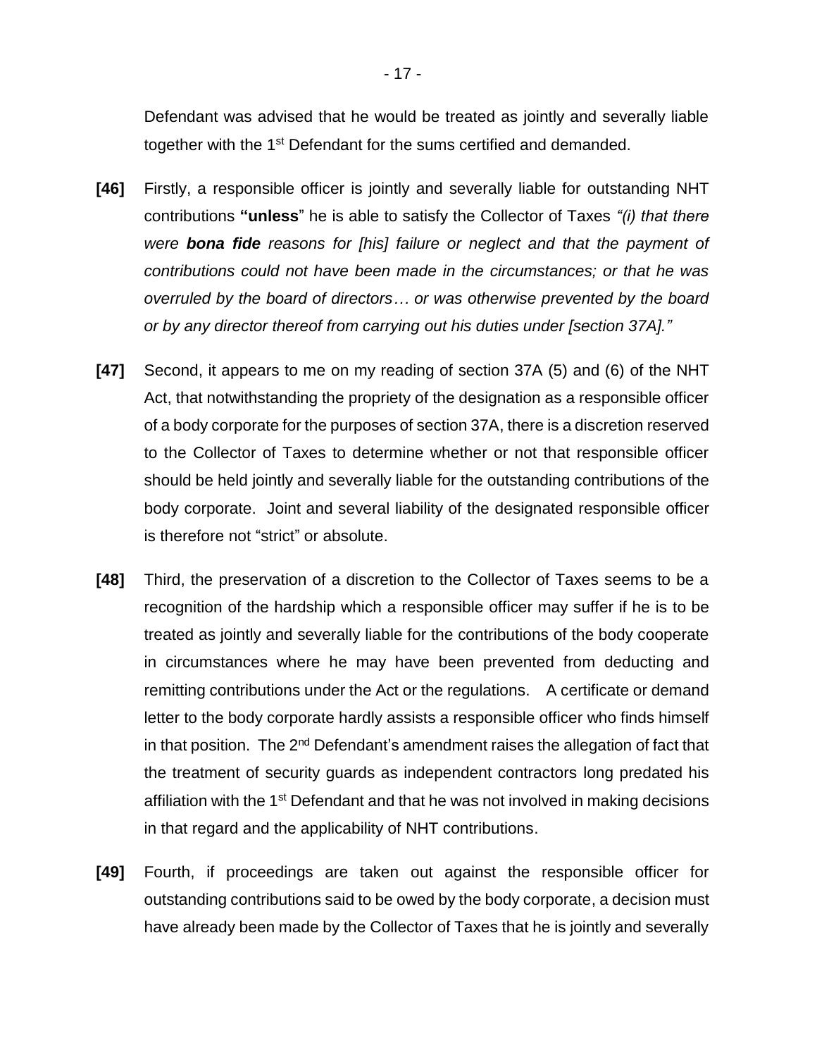Defendant was advised that he would be treated as jointly and severally liable together with the 1st Defendant for the sums certified and demanded.

**[46]** Firstly, a responsible officer is jointly and severally liable for outstanding NHT contributions **"unless**" he is able to satisfy the Collector of Taxes *"(i) that there were **bona fide** reasons for [his] failure or neglect and that the payment of contributions could not have been made in the circumstances; or that he was overruled by the board of directors… or was otherwise prevented by the board or by any director thereof from carrying out his duties under [section 37A]."*

**[47]** Second, it appears to me on my reading of section 37A (5) and (6) of the NHT Act, that notwithstanding the propriety of the designation as a responsible officer of a body corporate for the purposes of section 37A, there is a discretion reserved to the Collector of Taxes to determine whether or not that responsible officer should be held jointly and severally liable for the outstanding contributions of the body corporate. Joint and several liability of the designated responsible officer is therefore not "strict" or absolute.

**[48]** Third, the preservation of a discretion to the Collector of Taxes seems to be a recognition of the hardship which a responsible officer may suffer if he is to be treated as jointly and severally liable for the contributions of the body cooperate in circumstances where he may have been prevented from deducting and remitting contributions under the Act or the regulations. A certificate or demand letter to the body corporate hardly assists a responsible officer who finds himself in that position. The 2nd Defendant's amendment raises the allegation of fact that the treatment of security guards as independent contractors long predated his affiliation with the 1st Defendant and that he was not involved in making decisions in that regard and the applicability of NHT contributions.

**[49]** Fourth, if proceedings are taken out against the responsible officer for outstanding contributions said to be owed by the body corporate, a decision must have already been made by the Collector of Taxes that he is jointly and severally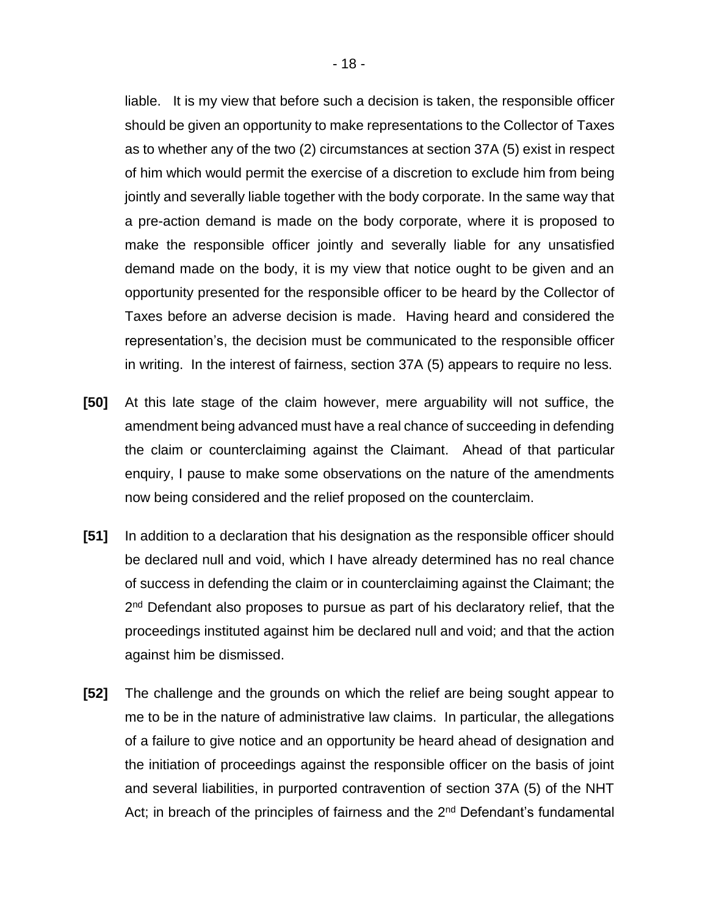liable. It is my view that before such a decision is taken, the responsible officer should be given an opportunity to make representations to the Collector of Taxes as to whether any of the two (2) circumstances at section 37A (5) exist in respect of him which would permit the exercise of a discretion to exclude him from being jointly and severally liable together with the body corporate. In the same way that a pre-action demand is made on the body corporate, where it is proposed to make the responsible officer jointly and severally liable for any unsatisfied demand made on the body, it is my view that notice ought to be given and an opportunity presented for the responsible officer to be heard by the Collector of Taxes before an adverse decision is made. Having heard and considered the representation's, the decision must be communicated to the responsible officer in writing. In the interest of fairness, section 37A (5) appears to require no less.

**[50]** At this late stage of the claim however, mere arguability will not suffice, the amendment being advanced must have a real chance of succeeding in defending the claim or counterclaiming against the Claimant. Ahead of that particular enquiry, I pause to make some observations on the nature of the amendments now being considered and the relief proposed on the counterclaim.

**[51]** In addition to a declaration that his designation as the responsible officer should be declared null and void, which I have already determined has no real chance of success in defending the claim or in counterclaiming against the Claimant; the 2nd Defendant also proposes to pursue as part of his declaratory relief, that the proceedings instituted against him be declared null and void; and that the action against him be dismissed.

**[52]** The challenge and the grounds on which the relief are being sought appear to me to be in the nature of administrative law claims. In particular, the allegations of a failure to give notice and an opportunity be heard ahead of designation and the initiation of proceedings against the responsible officer on the basis of joint and several liabilities, in purported contravention of section 37A (5) of the NHT Act; in breach of the principles of fairness and the 2nd Defendant's fundamental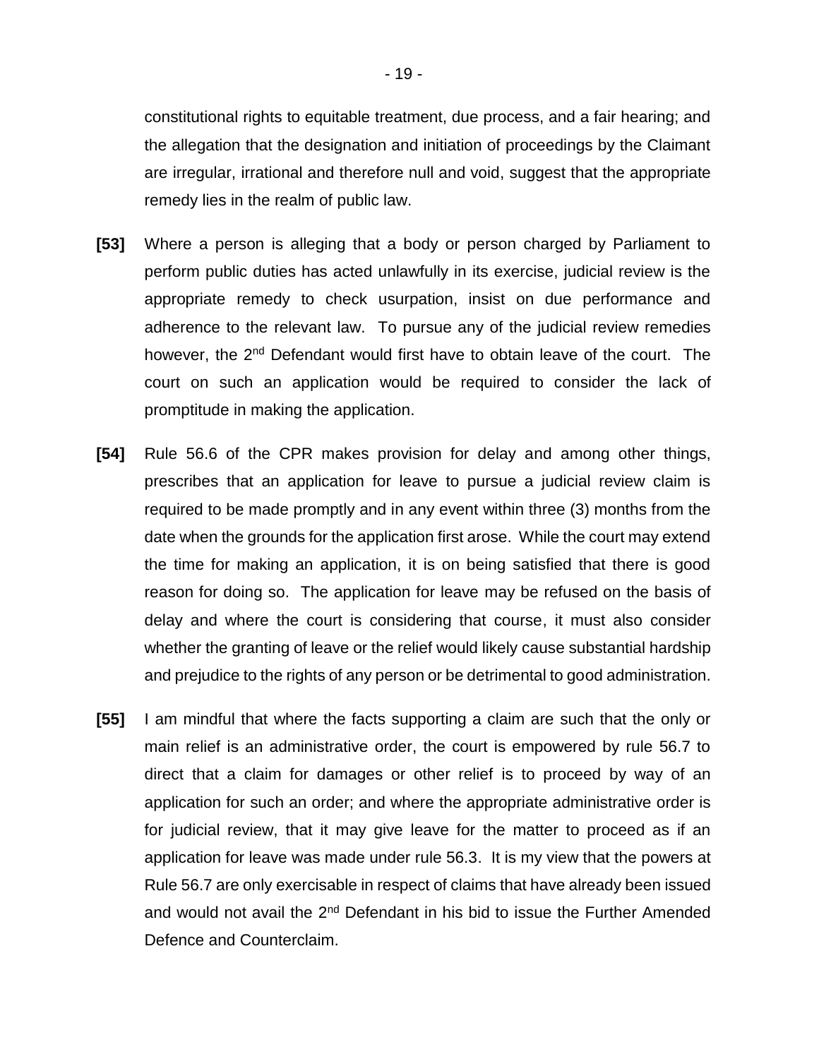constitutional rights to equitable treatment, due process, and a fair hearing; and the allegation that the designation and initiation of proceedings by the Claimant are irregular, irrational and therefore null and void, suggest that the appropriate remedy lies in the realm of public law.

**[53]** Where a person is alleging that a body or person charged by Parliament to perform public duties has acted unlawfully in its exercise, judicial review is the appropriate remedy to check usurpation, insist on due performance and adherence to the relevant law. To pursue any of the judicial review remedies however, the 2nd Defendant would first have to obtain leave of the court. The court on such an application would be required to consider the lack of promptitude in making the application.

**[54]** Rule 56.6 of the CPR makes provision for delay and among other things, prescribes that an application for leave to pursue a judicial review claim is required to be made promptly and in any event within three (3) months from the date when the grounds for the application first arose. While the court may extend the time for making an application, it is on being satisfied that there is good reason for doing so. The application for leave may be refused on the basis of delay and where the court is considering that course, it must also consider whether the granting of leave or the relief would likely cause substantial hardship and prejudice to the rights of any person or be detrimental to good administration.

**[55]** I am mindful that where the facts supporting a claim are such that the only or main relief is an administrative order, the court is empowered by rule 56.7 to direct that a claim for damages or other relief is to proceed by way of an application for such an order; and where the appropriate administrative order is for judicial review, that it may give leave for the matter to proceed as if an application for leave was made under rule 56.3. It is my view that the powers at Rule 56.7 are only exercisable in respect of claims that have already been issued and would not avail the 2nd Defendant in his bid to issue the Further Amended Defence and Counterclaim.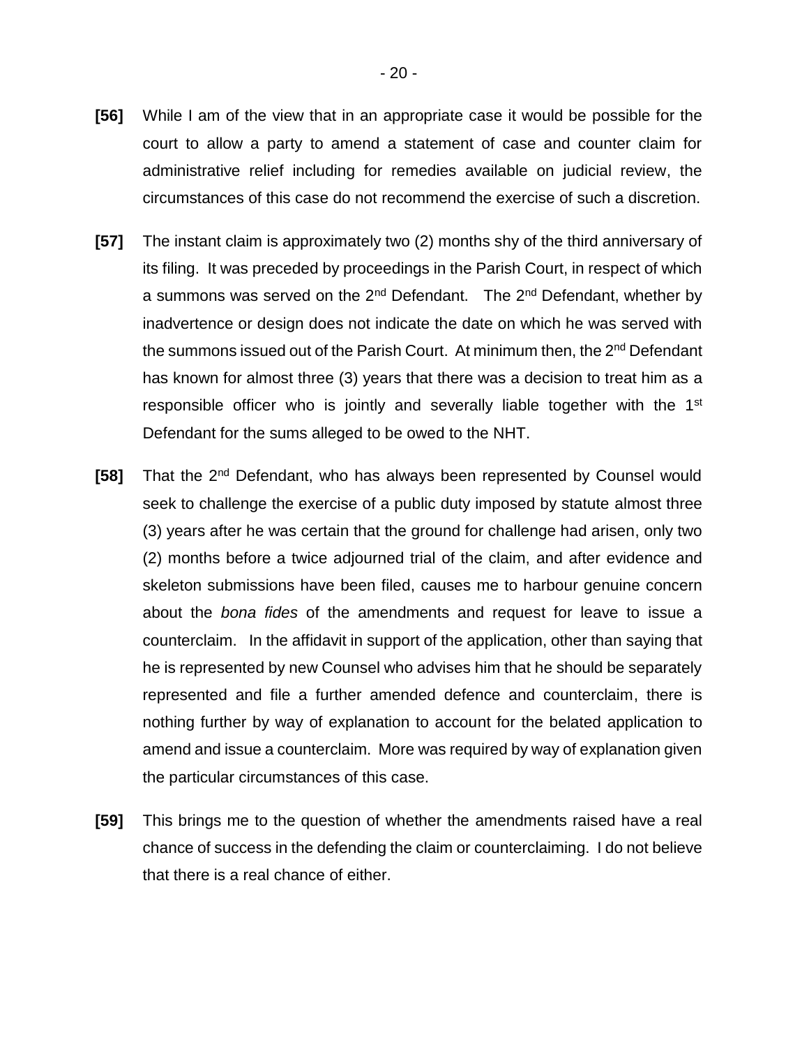**[56]** While I am of the view that in an appropriate case it would be possible for the court to allow a party to amend a statement of case and counter claim for administrative relief including for remedies available on judicial review, the circumstances of this case do not recommend the exercise of such a discretion.

**[57]** The instant claim is approximately two (2) months shy of the third anniversary of its filing. It was preceded by proceedings in the Parish Court, in respect of which a summons was served on the 2nd Defendant. The 2nd Defendant, whether by inadvertence or design does not indicate the date on which he was served with the summons issued out of the Parish Court. At minimum then, the 2nd Defendant has known for almost three (3) years that there was a decision to treat him as a responsible officer who is jointly and severally liable together with the 1st Defendant for the sums alleged to be owed to the NHT.

**[58]** That the 2nd Defendant, who has always been represented by Counsel would seek to challenge the exercise of a public duty imposed by statute almost three (3) years after he was certain that the ground for challenge had arisen, only two (2) months before a twice adjourned trial of the claim, and after evidence and skeleton submissions have been filed, causes me to harbour genuine concern about the *bona fides* of the amendments and request for leave to issue a counterclaim. In the affidavit in support of the application, other than saying that he is represented by new Counsel who advises him that he should be separately represented and file a further amended defence and counterclaim, there is nothing further by way of explanation to account for the belated application to amend and issue a counterclaim. More was required by way of explanation given the particular circumstances of this case.

**[59]** This brings me to the question of whether the amendments raised have a real chance of success in the defending the claim or counterclaiming. I do not believe that there is a real chance of either.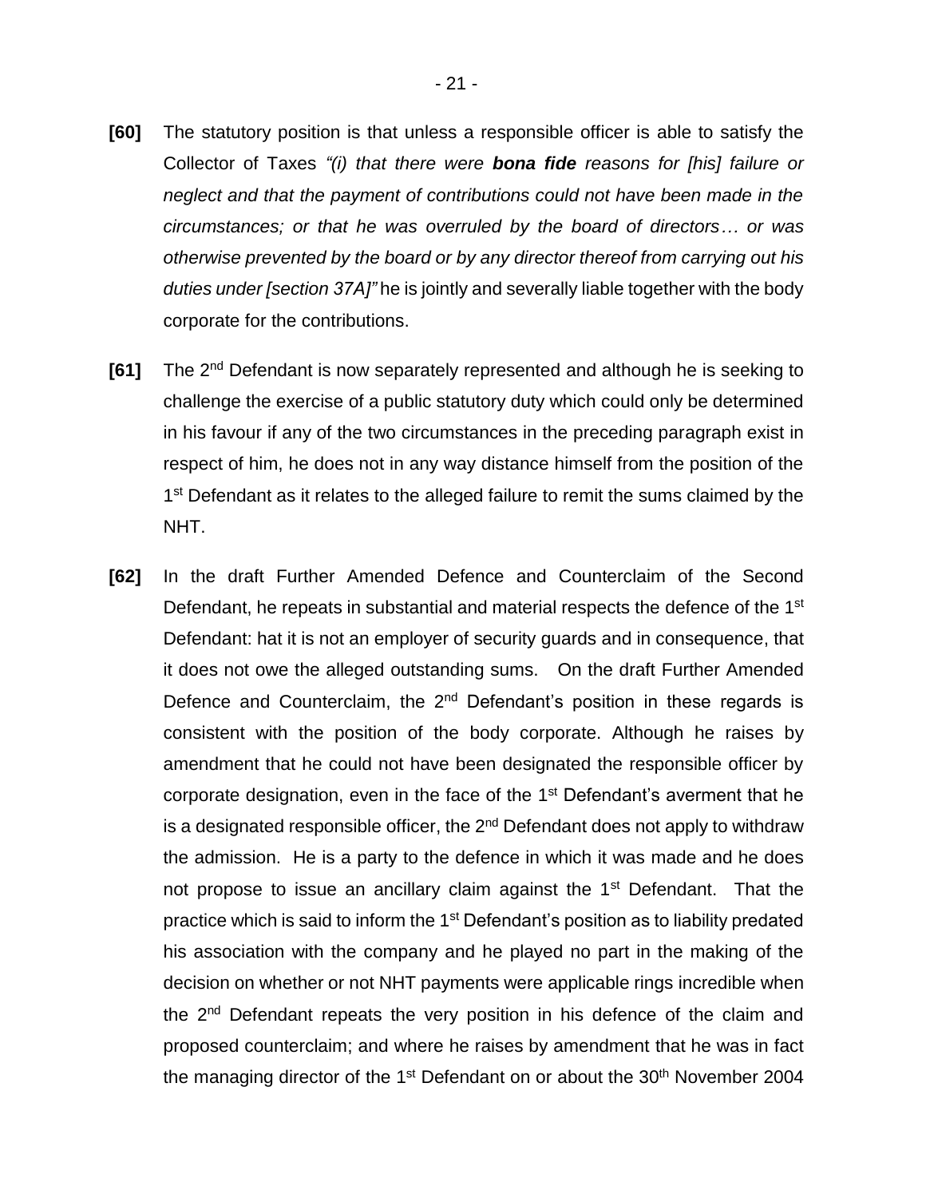**[60]** The statutory position is that unless a responsible officer is able to satisfy the Collector of Taxes *"(i) that there were* ***bona fide*** *reasons for [his] failure or neglect and that the payment of contributions could not have been made in the circumstances; or that he was overruled by the board of directors… or was otherwise prevented by the board or by any director thereof from carrying out his duties under [section 37A]"* he is jointly and severally liable together with the body corporate for the contributions.

**[61]** The 2nd Defendant is now separately represented and although he is seeking to challenge the exercise of a public statutory duty which could only be determined in his favour if any of the two circumstances in the preceding paragraph exist in respect of him, he does not in any way distance himself from the position of the 1st Defendant as it relates to the alleged failure to remit the sums claimed by the NHT.

**[62]** In the draft Further Amended Defence and Counterclaim of the Second Defendant, he repeats in substantial and material respects the defence of the 1st Defendant: hat it is not an employer of security guards and in consequence, that it does not owe the alleged outstanding sums. On the draft Further Amended Defence and Counterclaim, the 2nd Defendant's position in these regards is consistent with the position of the body corporate. Although he raises by amendment that he could not have been designated the responsible officer by corporate designation, even in the face of the 1st Defendant's averment that he is a designated responsible officer, the 2nd Defendant does not apply to withdraw the admission. He is a party to the defence in which it was made and he does not propose to issue an ancillary claim against the 1st Defendant. That the practice which is said to inform the 1st Defendant's position as to liability predated his association with the company and he played no part in the making of the decision on whether or not NHT payments were applicable rings incredible when the 2nd Defendant repeats the very position in his defence of the claim and proposed counterclaim; and where he raises by amendment that he was in fact the managing director of the 1st Defendant on or about the 30th November 2004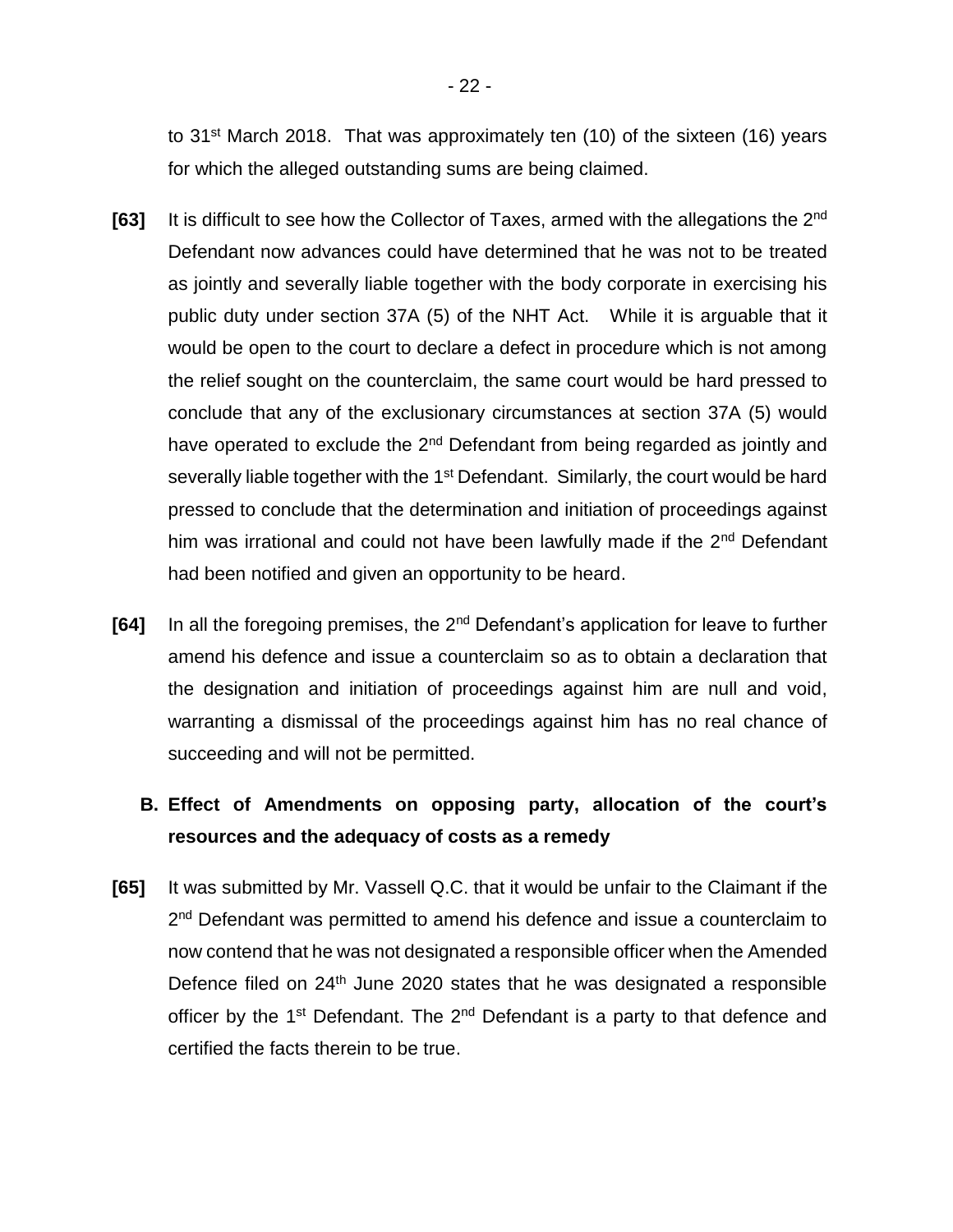to 31st March 2018. That was approximately ten (10) of the sixteen (16) years for which the alleged outstanding sums are being claimed.

**[63]** It is difficult to see how the Collector of Taxes, armed with the allegations the 2nd Defendant now advances could have determined that he was not to be treated as jointly and severally liable together with the body corporate in exercising his public duty under section 37A (5) of the NHT Act. While it is arguable that it would be open to the court to declare a defect in procedure which is not among the relief sought on the counterclaim, the same court would be hard pressed to conclude that any of the exclusionary circumstances at section 37A (5) would have operated to exclude the 2nd Defendant from being regarded as jointly and severally liable together with the 1st Defendant. Similarly, the court would be hard pressed to conclude that the determination and initiation of proceedings against him was irrational and could not have been lawfully made if the 2nd Defendant had been notified and given an opportunity to be heard.

**[64]** In all the foregoing premises, the 2nd Defendant's application for leave to further amend his defence and issue a counterclaim so as to obtain a declaration that the designation and initiation of proceedings against him are null and void, warranting a dismissal of the proceedings against him has no real chance of succeeding and will not be permitted.

**B. Effect of Amendments on opposing party, allocation of the court's resources and the adequacy of costs as a remedy**

**[65]** It was submitted by Mr. Vassell Q.C. that it would be unfair to the Claimant if the 2nd Defendant was permitted to amend his defence and issue a counterclaim to now contend that he was not designated a responsible officer when the Amended Defence filed on 24th June 2020 states that he was designated a responsible officer by the 1st Defendant. The 2nd Defendant is a party to that defence and certified the facts therein to be true.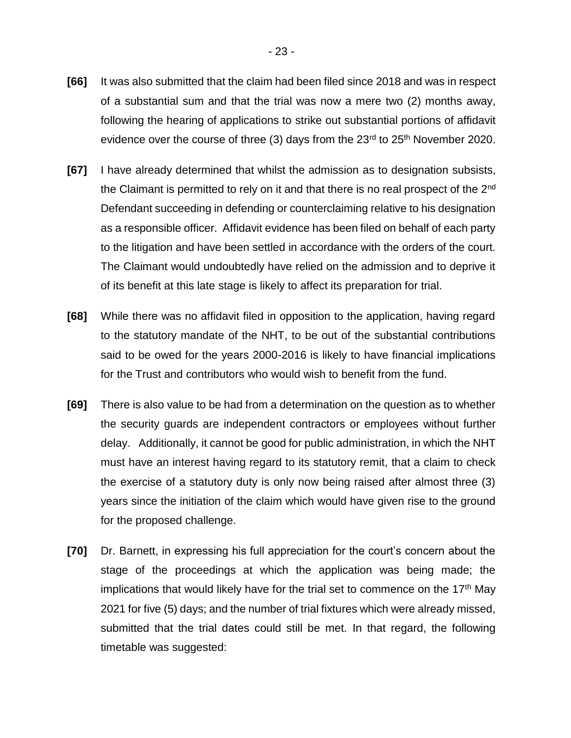**[66]** It was also submitted that the claim had been filed since 2018 and was in respect of a substantial sum and that the trial was now a mere two (2) months away, following the hearing of applications to strike out substantial portions of affidavit evidence over the course of three (3) days from the 23rd to 25th November 2020.

**[67]** I have already determined that whilst the admission as to designation subsists, the Claimant is permitted to rely on it and that there is no real prospect of the 2nd Defendant succeeding in defending or counterclaiming relative to his designation as a responsible officer. Affidavit evidence has been filed on behalf of each party to the litigation and have been settled in accordance with the orders of the court. The Claimant would undoubtedly have relied on the admission and to deprive it of its benefit at this late stage is likely to affect its preparation for trial.

**[68]** While there was no affidavit filed in opposition to the application, having regard to the statutory mandate of the NHT, to be out of the substantial contributions said to be owed for the years 2000-2016 is likely to have financial implications for the Trust and contributors who would wish to benefit from the fund.

**[69]** There is also value to be had from a determination on the question as to whether the security guards are independent contractors or employees without further delay. Additionally, it cannot be good for public administration, in which the NHT must have an interest having regard to its statutory remit, that a claim to check the exercise of a statutory duty is only now being raised after almost three (3) years since the initiation of the claim which would have given rise to the ground for the proposed challenge.

**[70]** Dr. Barnett, in expressing his full appreciation for the court's concern about the stage of the proceedings at which the application was being made; the implications that would likely have for the trial set to commence on the 17th May 2021 for five (5) days; and the number of trial fixtures which were already missed, submitted that the trial dates could still be met. In that regard, the following timetable was suggested: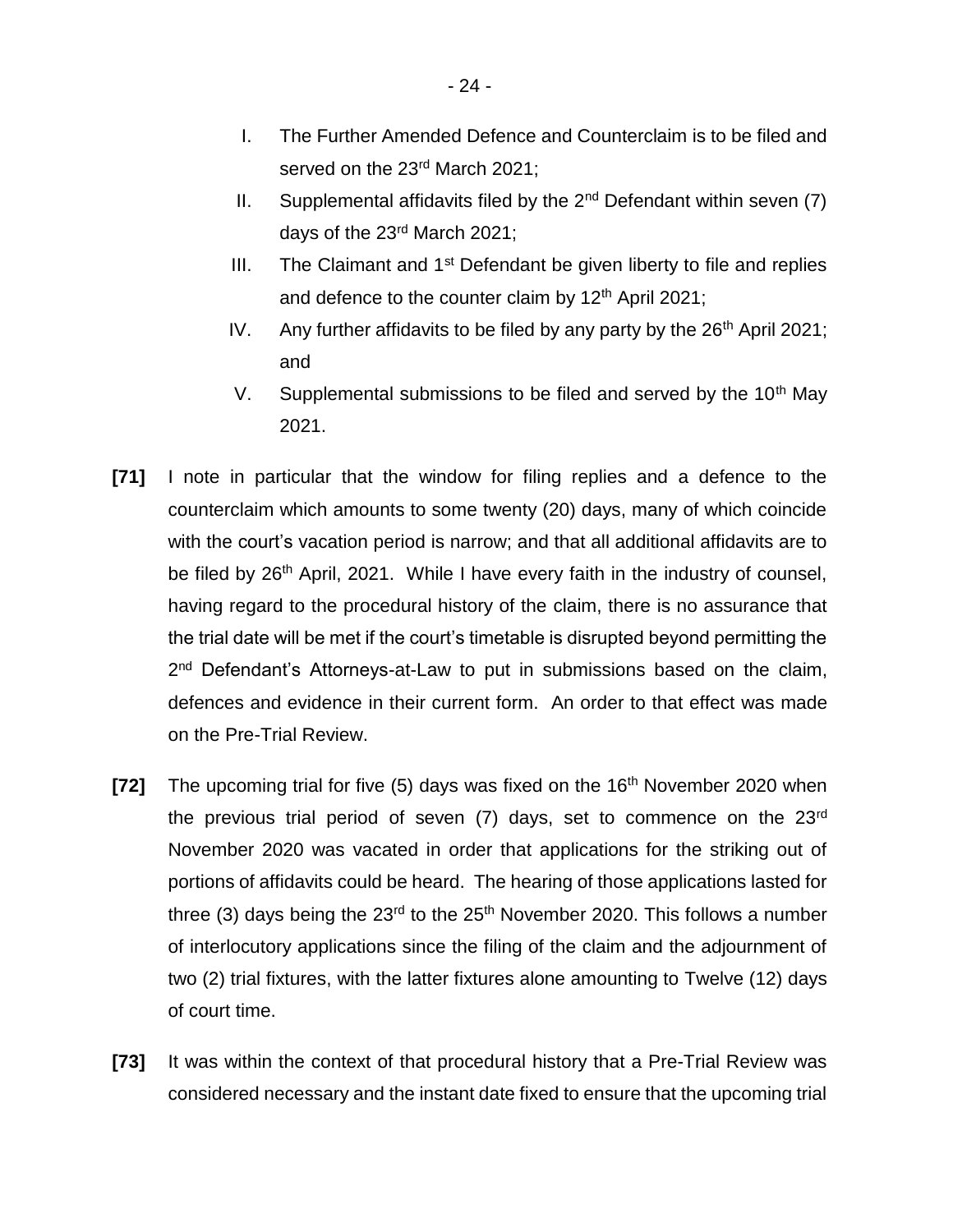I. The Further Amended Defence and Counterclaim is to be filed and served on the 23rd March 2021;

II. Supplemental affidavits filed by the 2nd Defendant within seven (7) days of the 23rd March 2021;

III. The Claimant and 1st Defendant be given liberty to file and replies and defence to the counter claim by 12th April 2021;

IV. Any further affidavits to be filed by any party by the 26th April 2021; and

V. Supplemental submissions to be filed and served by the 10th May 2021.

**[71]** I note in particular that the window for filing replies and a defence to the counterclaim which amounts to some twenty (20) days, many of which coincide with the court's vacation period is narrow; and that all additional affidavits are to be filed by 26th April, 2021. While I have every faith in the industry of counsel, having regard to the procedural history of the claim, there is no assurance that the trial date will be met if the court's timetable is disrupted beyond permitting the 2nd Defendant's Attorneys-at-Law to put in submissions based on the claim, defences and evidence in their current form. An order to that effect was made on the Pre-Trial Review.

**[72]** The upcoming trial for five (5) days was fixed on the 16th November 2020 when the previous trial period of seven (7) days, set to commence on the 23rd November 2020 was vacated in order that applications for the striking out of portions of affidavits could be heard. The hearing of those applications lasted for three (3) days being the 23rd to the 25th November 2020. This follows a number of interlocutory applications since the filing of the claim and the adjournment of two (2) trial fixtures, with the latter fixtures alone amounting to Twelve (12) days of court time.

**[73]** It was within the context of that procedural history that a Pre-Trial Review was considered necessary and the instant date fixed to ensure that the upcoming trial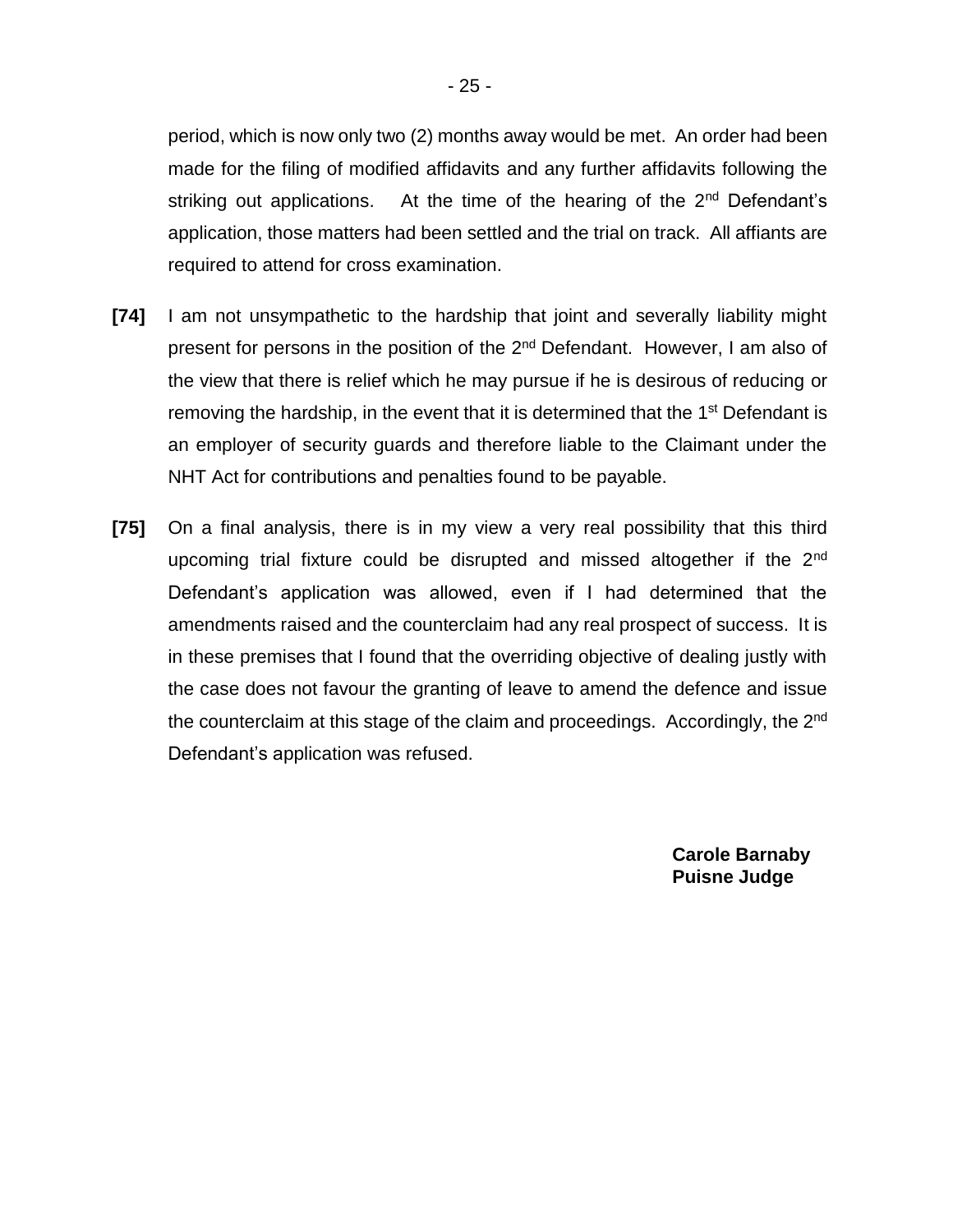period, which is now only two (2) months away would be met. An order had been made for the filing of modified affidavits and any further affidavits following the striking out applications. At the time of the hearing of the 2nd Defendant's application, those matters had been settled and the trial on track. All affiants are required to attend for cross examination.

**[74]** I am not unsympathetic to the hardship that joint and severally liability might present for persons in the position of the 2nd Defendant. However, I am also of the view that there is relief which he may pursue if he is desirous of reducing or removing the hardship, in the event that it is determined that the 1st Defendant is an employer of security guards and therefore liable to the Claimant under the NHT Act for contributions and penalties found to be payable.

**[75]** On a final analysis, there is in my view a very real possibility that this third upcoming trial fixture could be disrupted and missed altogether if the 2nd Defendant's application was allowed, even if I had determined that the amendments raised and the counterclaim had any real prospect of success. It is in these premises that I found that the overriding objective of dealing justly with the case does not favour the granting of leave to amend the defence and issue the counterclaim at this stage of the claim and proceedings. Accordingly, the 2nd Defendant's application was refused.

**Carole Barnaby**
**Puisne Judge**